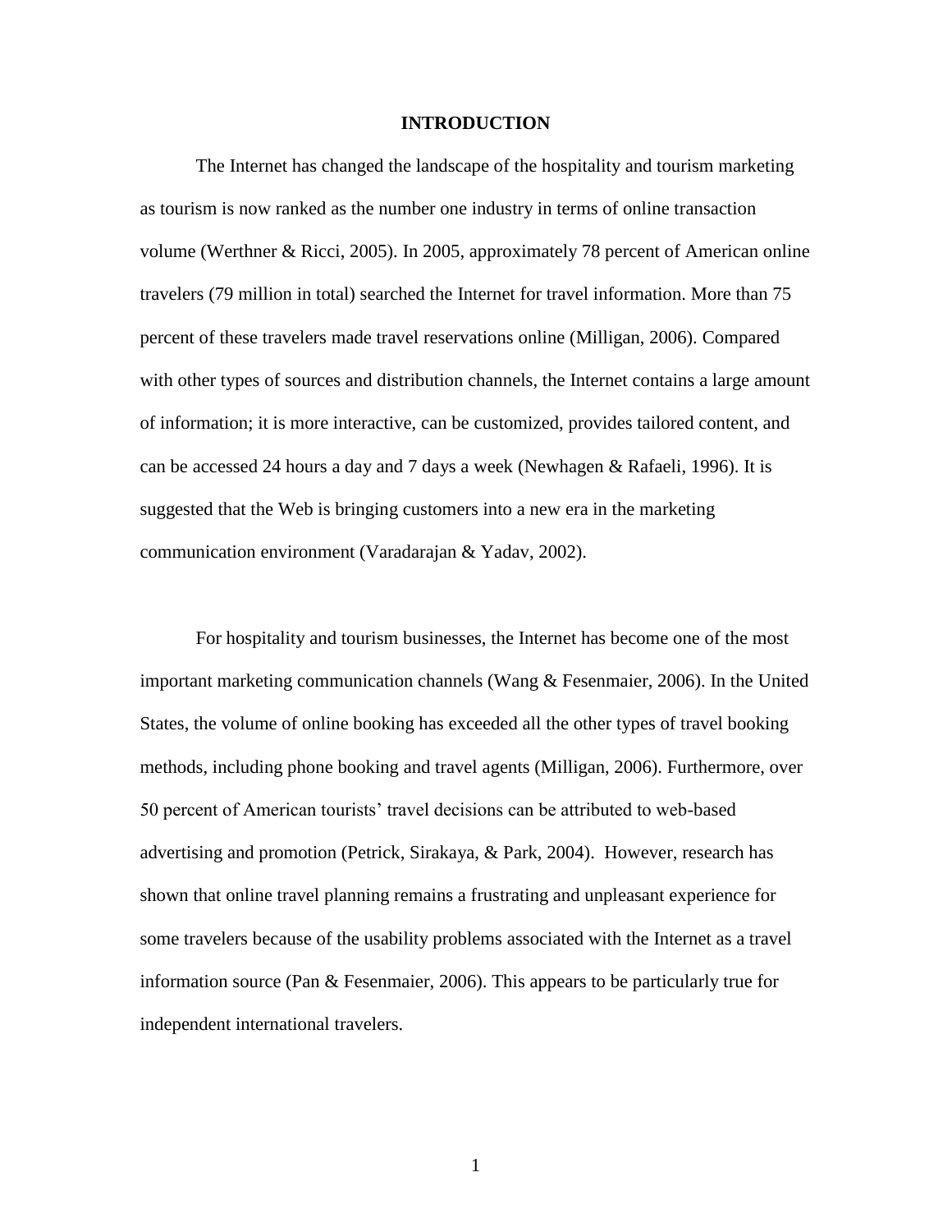# INTRODUCTION

The Internet has changed the landscape of the hospitality and tourism marketing as tourism is now ranked as the number one industry in terms of online transaction volume (Werthner & Ricci, 2005). In 2005, approximately 78 percent of American online travelers (79 million in total) searched the Internet for travel information. More than 75 percent of these travelers made travel reservations online (Milligan, 2006). Compared with other types of sources and distribution channels, the Internet contains a large amount of information; it is more interactive, can be customized, provides tailored content, and can be accessed 24 hours a day and 7 days a week (Newhagen & Rafaeli, 1996). It is suggested that the Web is bringing customers into a new era in the marketing communication environment (Varadarajan & Yadav, 2002).

For hospitality and tourism businesses, the Internet has become one of the most important marketing communication channels (Wang & Fesenmaier, 2006). In the United States, the volume of online booking has exceeded all the other types of travel booking methods, including phone booking and travel agents (Milligan, 2006). Furthermore, over 50 percent of American tourists' travel decisions can be attributed to web-based advertising and promotion (Petrick, Sirakaya, & Park, 2004). However, research has shown that online travel planning remains a frustrating and unpleasant experience for some travelers because of the usability problems associated with the Internet as a travel information source (Pan & Fesenmaier, 2006). This appears to be particularly true for independent international travelers.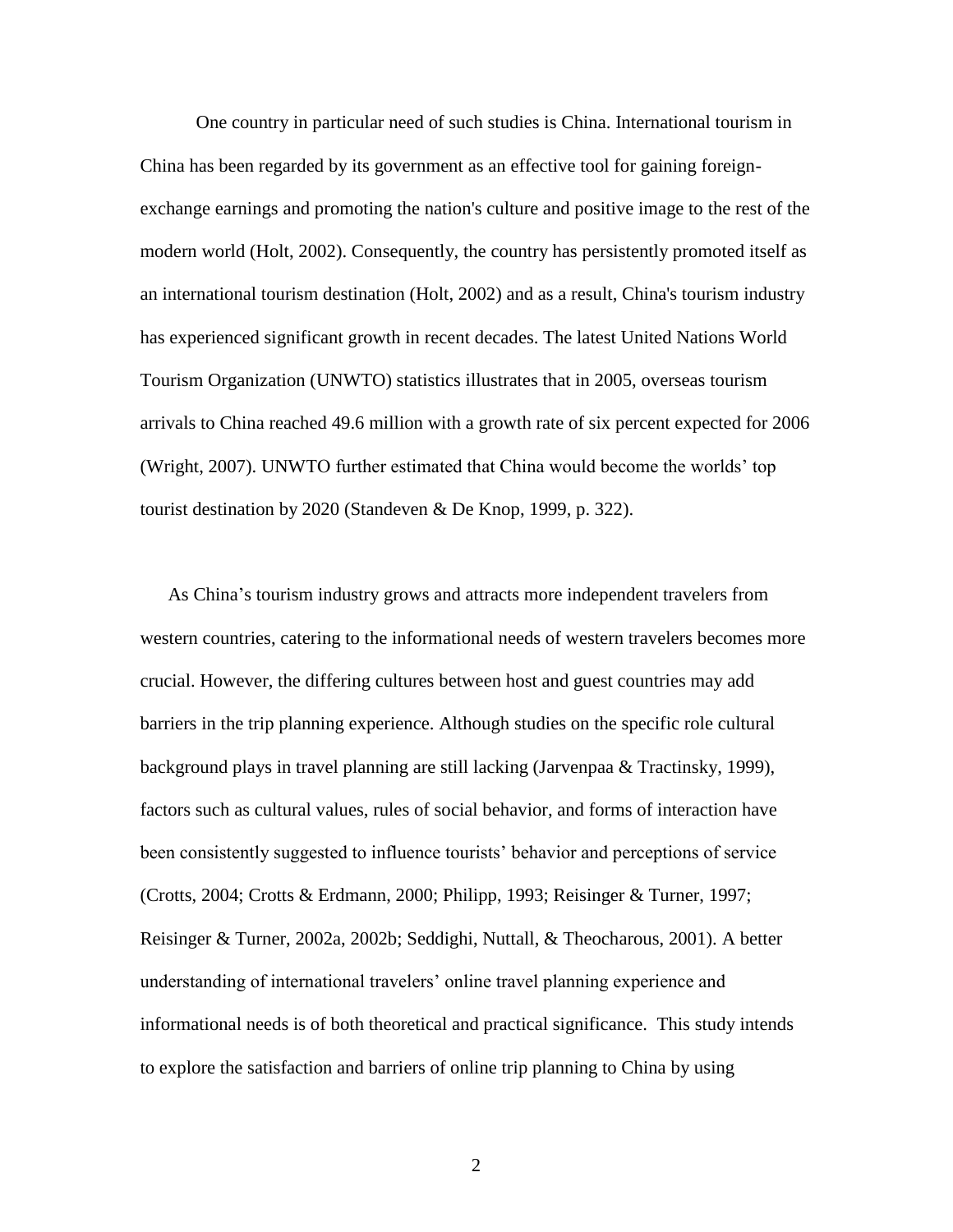One country in particular need of such studies is China. International tourism in China has been regarded by its government as an effective tool for gaining foreign-exchange earnings and promoting the nation's culture and positive image to the rest of the modern world (Holt, 2002). Consequently, the country has persistently promoted itself as an international tourism destination (Holt, 2002) and as a result, China's tourism industry has experienced significant growth in recent decades. The latest United Nations World Tourism Organization (UNWTO) statistics illustrates that in 2005, overseas tourism arrivals to China reached 49.6 million with a growth rate of six percent expected for 2006 (Wright, 2007). UNWTO further estimated that China would become the worlds' top tourist destination by 2020 (Standeven & De Knop, 1999, p. 322).

As China's tourism industry grows and attracts more independent travelers from western countries, catering to the informational needs of western travelers becomes more crucial. However, the differing cultures between host and guest countries may add barriers in the trip planning experience. Although studies on the specific role cultural background plays in travel planning are still lacking (Jarvenpaa & Tractinsky, 1999), factors such as cultural values, rules of social behavior, and forms of interaction have been consistently suggested to influence tourists' behavior and perceptions of service (Crotts, 2004; Crotts & Erdmann, 2000; Philipp, 1993; Reisinger & Turner, 1997; Reisinger & Turner, 2002a, 2002b; Seddighi, Nuttall, & Theocharous, 2001). A better understanding of international travelers' online travel planning experience and informational needs is of both theoretical and practical significance. This study intends to explore the satisfaction and barriers of online trip planning to China by using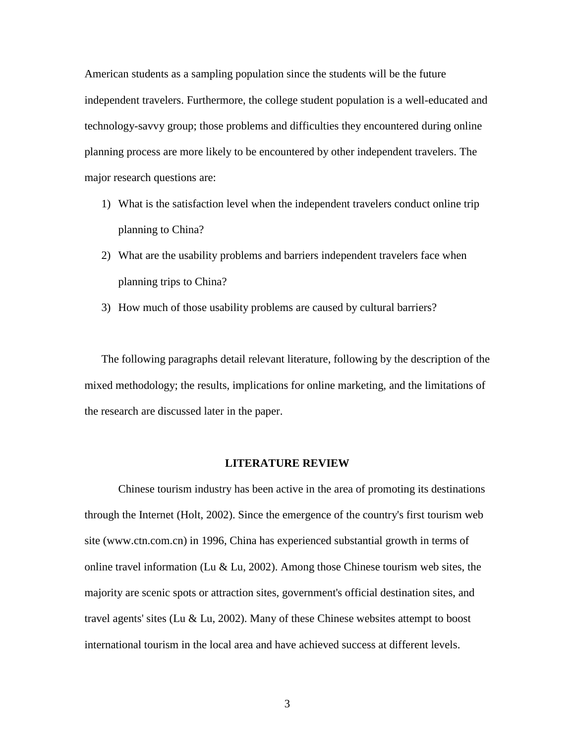American students as a sampling population since the students will be the future independent travelers. Furthermore, the college student population is a well-educated and technology-savvy group; those problems and difficulties they encountered during online planning process are more likely to be encountered by other independent travelers. The major research questions are:

1) What is the satisfaction level when the independent travelers conduct online trip planning to China?
2) What are the usability problems and barriers independent travelers face when planning trips to China?
3) How much of those usability problems are caused by cultural barriers?

The following paragraphs detail relevant literature, following by the description of the mixed methodology; the results, implications for online marketing, and the limitations of the research are discussed later in the paper.

## LITERATURE REVIEW

Chinese tourism industry has been active in the area of promoting its destinations through the Internet (Holt, 2002). Since the emergence of the country's first tourism web site (www.ctn.com.cn) in 1996, China has experienced substantial growth in terms of online travel information (Lu & Lu, 2002). Among those Chinese tourism web sites, the majority are scenic spots or attraction sites, government's official destination sites, and travel agents' sites (Lu & Lu, 2002). Many of these Chinese websites attempt to boost international tourism in the local area and have achieved success at different levels.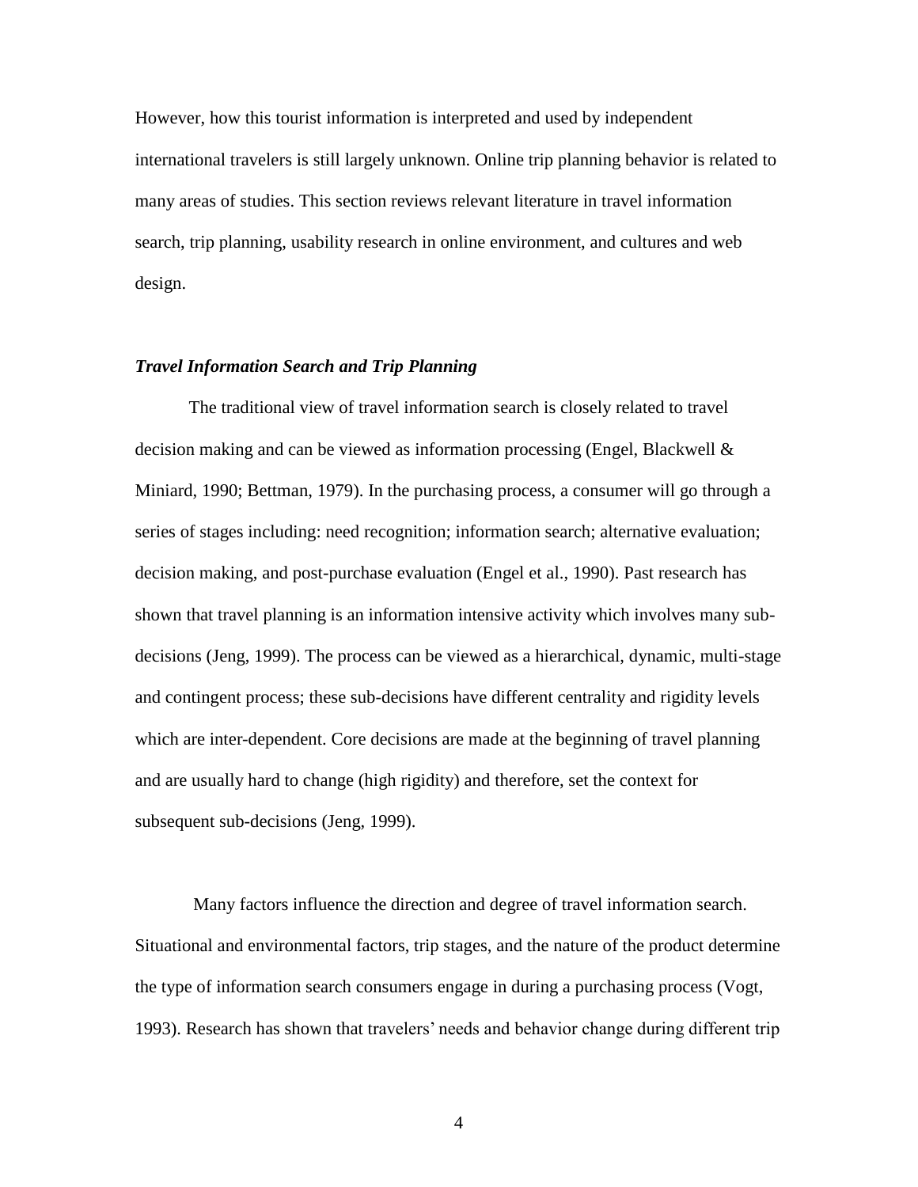However, how this tourist information is interpreted and used by independent international travelers is still largely unknown. Online trip planning behavior is related to many areas of studies. This section reviews relevant literature in travel information search, trip planning, usability research in online environment, and cultures and web design.

### *Travel Information Search and Trip Planning*

The traditional view of travel information search is closely related to travel decision making and can be viewed as information processing (Engel, Blackwell & Miniard, 1990; Bettman, 1979). In the purchasing process, a consumer will go through a series of stages including: need recognition; information search; alternative evaluation; decision making, and post-purchase evaluation (Engel et al., 1990). Past research has shown that travel planning is an information intensive activity which involves many sub-decisions (Jeng, 1999). The process can be viewed as a hierarchical, dynamic, multi-stage and contingent process; these sub-decisions have different centrality and rigidity levels which are inter-dependent. Core decisions are made at the beginning of travel planning and are usually hard to change (high rigidity) and therefore, set the context for subsequent sub-decisions (Jeng, 1999).

Many factors influence the direction and degree of travel information search. Situational and environmental factors, trip stages, and the nature of the product determine the type of information search consumers engage in during a purchasing process (Vogt, 1993). Research has shown that travelers' needs and behavior change during different trip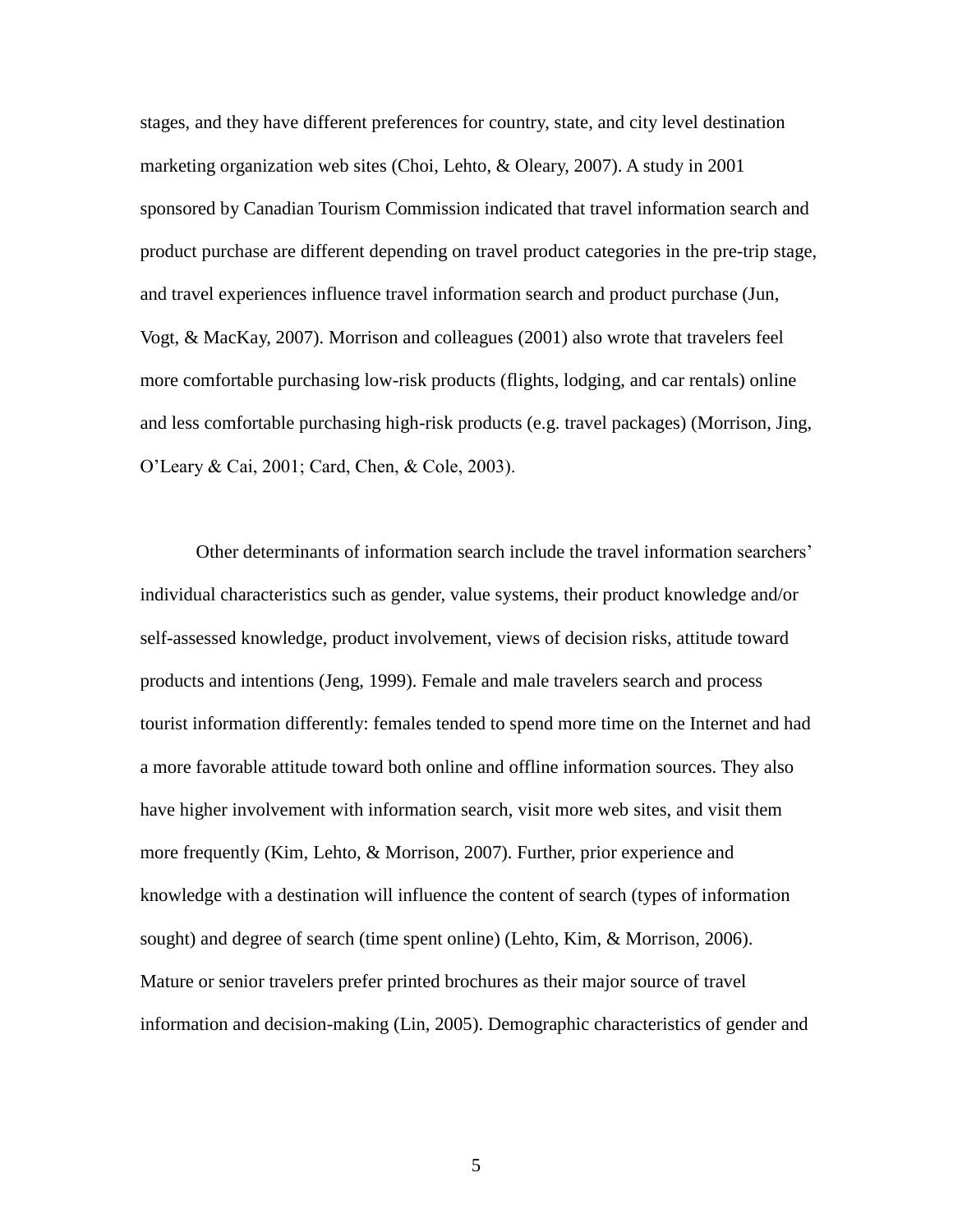stages, and they have different preferences for country, state, and city level destination marketing organization web sites (Choi, Lehto, & Oleary, 2007). A study in 2001 sponsored by Canadian Tourism Commission indicated that travel information search and product purchase are different depending on travel product categories in the pre-trip stage, and travel experiences influence travel information search and product purchase (Jun, Vogt, & MacKay, 2007). Morrison and colleagues (2001) also wrote that travelers feel more comfortable purchasing low-risk products (flights, lodging, and car rentals) online and less comfortable purchasing high-risk products (e.g. travel packages) (Morrison, Jing, O'Leary & Cai, 2001; Card, Chen, & Cole, 2003).

Other determinants of information search include the travel information searchers' individual characteristics such as gender, value systems, their product knowledge and/or self-assessed knowledge, product involvement, views of decision risks, attitude toward products and intentions (Jeng, 1999). Female and male travelers search and process tourist information differently: females tended to spend more time on the Internet and had a more favorable attitude toward both online and offline information sources. They also have higher involvement with information search, visit more web sites, and visit them more frequently (Kim, Lehto, & Morrison, 2007). Further, prior experience and knowledge with a destination will influence the content of search (types of information sought) and degree of search (time spent online) (Lehto, Kim, & Morrison, 2006). Mature or senior travelers prefer printed brochures as their major source of travel information and decision-making (Lin, 2005). Demographic characteristics of gender and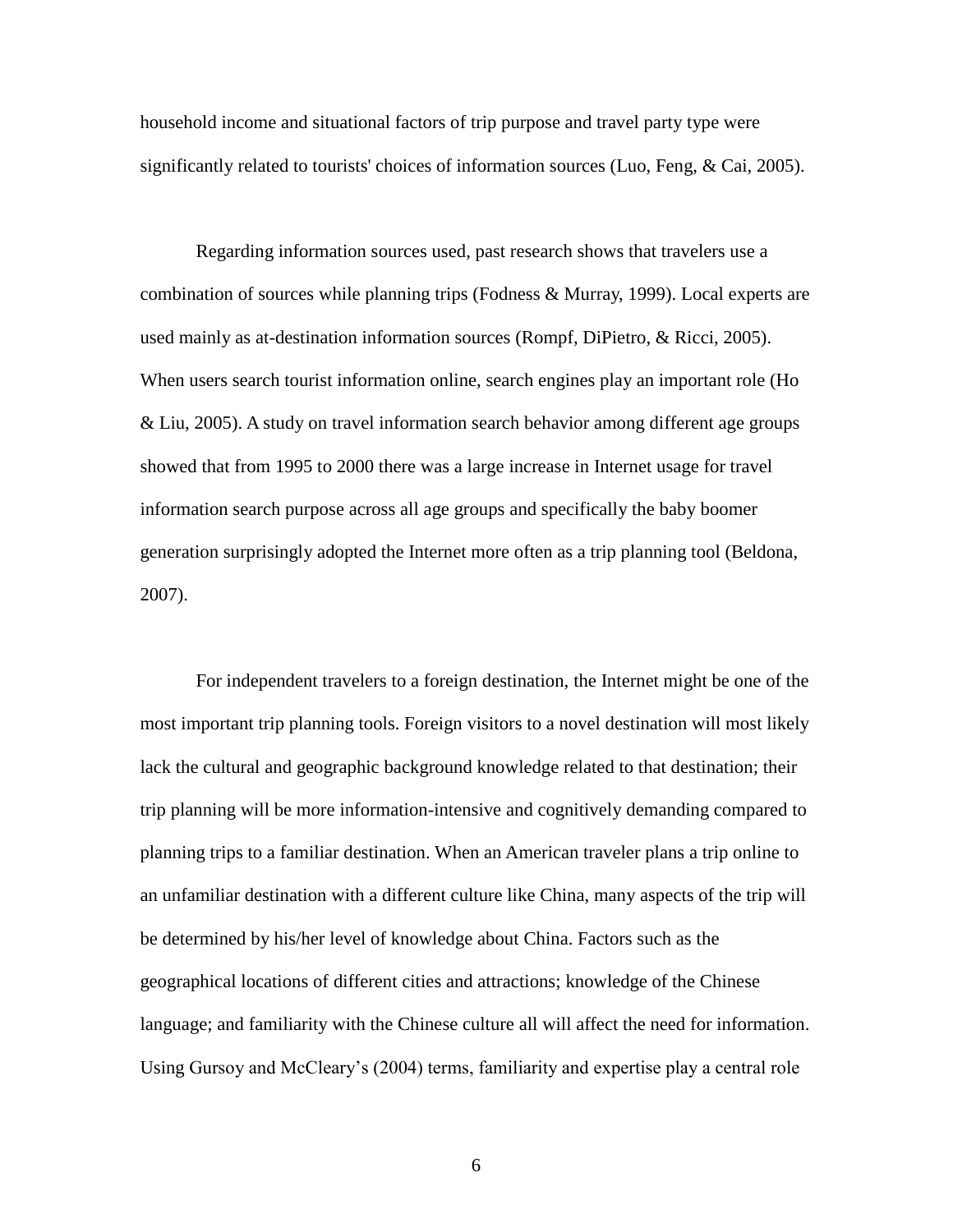household income and situational factors of trip purpose and travel party type were significantly related to tourists' choices of information sources (Luo, Feng, & Cai, 2005).

Regarding information sources used, past research shows that travelers use a combination of sources while planning trips (Fodness & Murray, 1999). Local experts are used mainly as at-destination information sources (Rompf, DiPietro, & Ricci, 2005). When users search tourist information online, search engines play an important role (Ho & Liu, 2005). A study on travel information search behavior among different age groups showed that from 1995 to 2000 there was a large increase in Internet usage for travel information search purpose across all age groups and specifically the baby boomer generation surprisingly adopted the Internet more often as a trip planning tool (Beldona, 2007).

For independent travelers to a foreign destination, the Internet might be one of the most important trip planning tools. Foreign visitors to a novel destination will most likely lack the cultural and geographic background knowledge related to that destination; their trip planning will be more information-intensive and cognitively demanding compared to planning trips to a familiar destination. When an American traveler plans a trip online to an unfamiliar destination with a different culture like China, many aspects of the trip will be determined by his/her level of knowledge about China. Factors such as the geographical locations of different cities and attractions; knowledge of the Chinese language; and familiarity with the Chinese culture all will affect the need for information. Using Gursoy and McCleary's (2004) terms, familiarity and expertise play a central role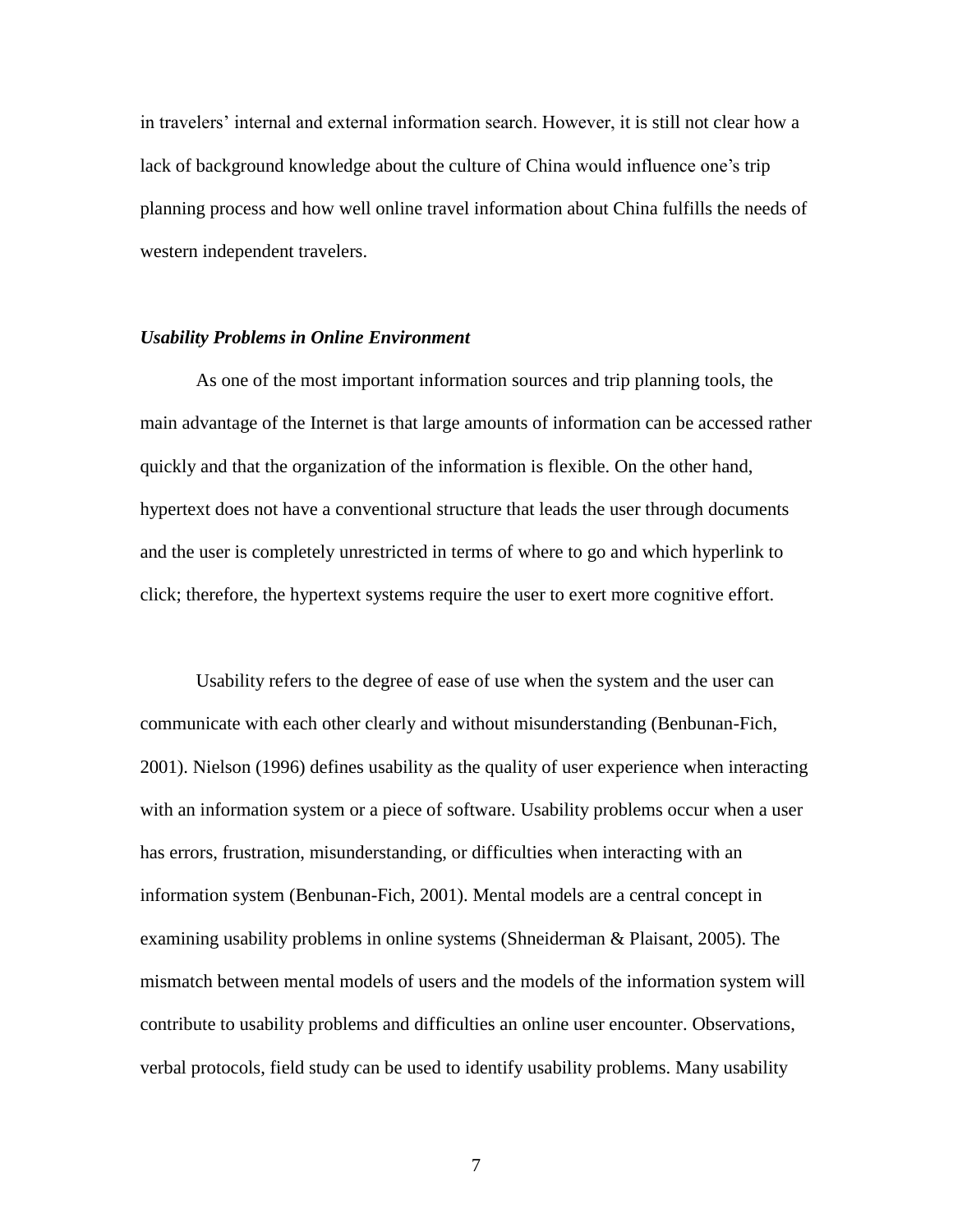in travelers' internal and external information search. However, it is still not clear how a lack of background knowledge about the culture of China would influence one's trip planning process and how well online travel information about China fulfills the needs of western independent travelers.

### *Usability Problems in Online Environment*

As one of the most important information sources and trip planning tools, the main advantage of the Internet is that large amounts of information can be accessed rather quickly and that the organization of the information is flexible. On the other hand, hypertext does not have a conventional structure that leads the user through documents and the user is completely unrestricted in terms of where to go and which hyperlink to click; therefore, the hypertext systems require the user to exert more cognitive effort.

Usability refers to the degree of ease of use when the system and the user can communicate with each other clearly and without misunderstanding (Benbunan-Fich, 2001). Nielson (1996) defines usability as the quality of user experience when interacting with an information system or a piece of software. Usability problems occur when a user has errors, frustration, misunderstanding, or difficulties when interacting with an information system (Benbunan-Fich, 2001). Mental models are a central concept in examining usability problems in online systems (Shneiderman & Plaisant, 2005). The mismatch between mental models of users and the models of the information system will contribute to usability problems and difficulties an online user encounter. Observations, verbal protocols, field study can be used to identify usability problems. Many usability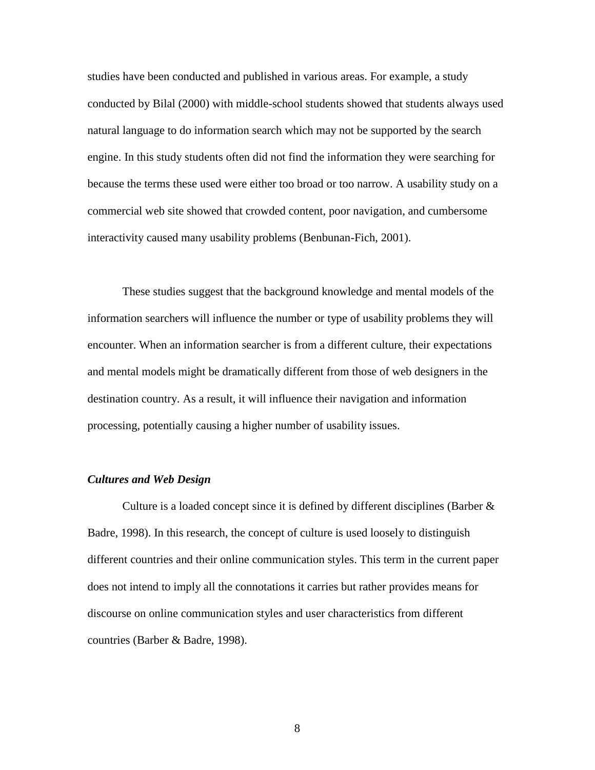studies have been conducted and published in various areas. For example, a study conducted by Bilal (2000) with middle-school students showed that students always used natural language to do information search which may not be supported by the search engine. In this study students often did not find the information they were searching for because the terms these used were either too broad or too narrow. A usability study on a commercial web site showed that crowded content, poor navigation, and cumbersome interactivity caused many usability problems (Benbunan-Fich, 2001).

These studies suggest that the background knowledge and mental models of the information searchers will influence the number or type of usability problems they will encounter. When an information searcher is from a different culture, their expectations and mental models might be dramatically different from those of web designers in the destination country. As a result, it will influence their navigation and information processing, potentially causing a higher number of usability issues.

### *Cultures and Web Design*

Culture is a loaded concept since it is defined by different disciplines (Barber & Badre, 1998). In this research, the concept of culture is used loosely to distinguish different countries and their online communication styles. This term in the current paper does not intend to imply all the connotations it carries but rather provides means for discourse on online communication styles and user characteristics from different countries (Barber & Badre, 1998).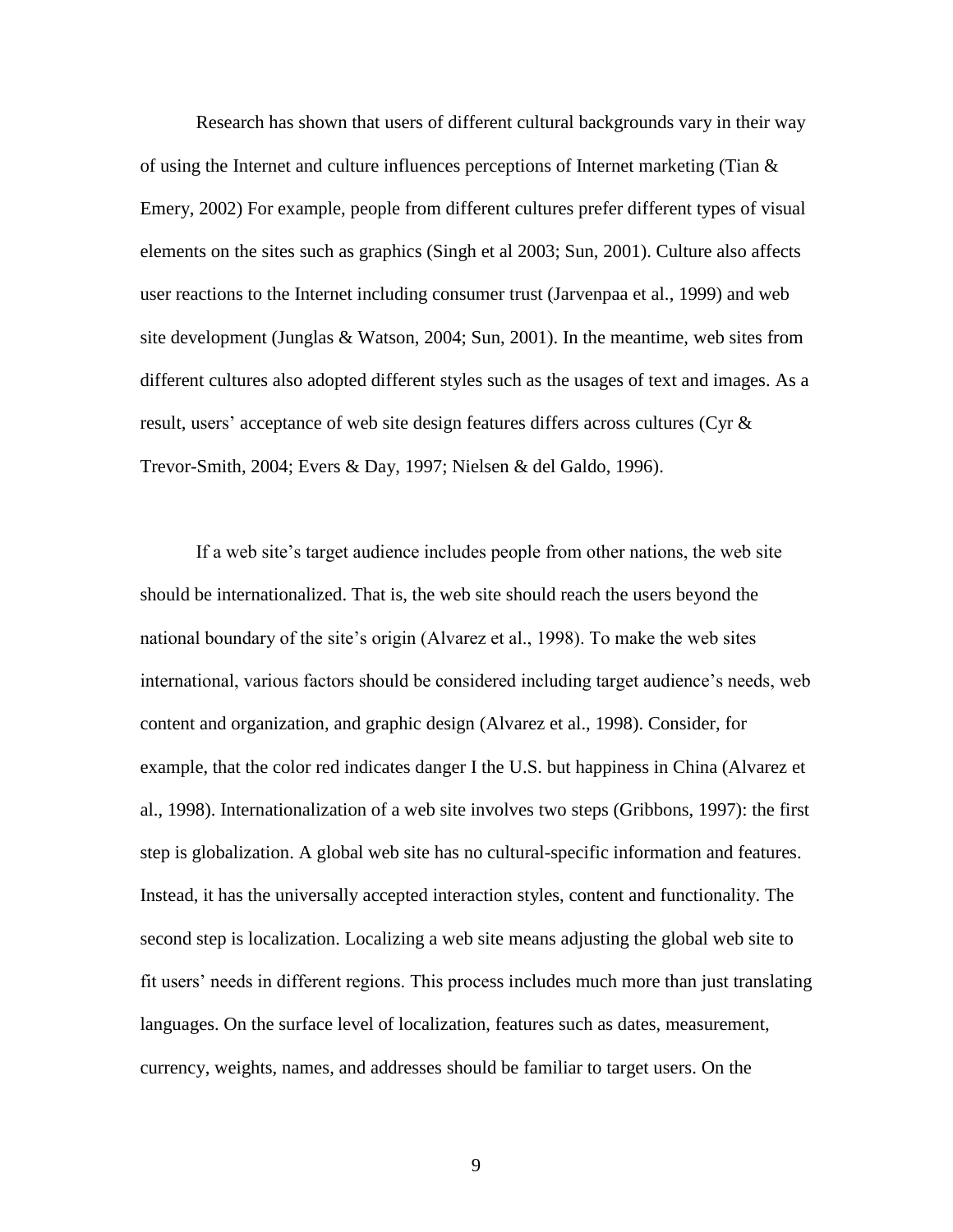Research has shown that users of different cultural backgrounds vary in their way of using the Internet and culture influences perceptions of Internet marketing (Tian & Emery, 2002) For example, people from different cultures prefer different types of visual elements on the sites such as graphics (Singh et al 2003; Sun, 2001). Culture also affects user reactions to the Internet including consumer trust (Jarvenpaa et al., 1999) and web site development (Junglas & Watson, 2004; Sun, 2001). In the meantime, web sites from different cultures also adopted different styles such as the usages of text and images. As a result, users' acceptance of web site design features differs across cultures (Cyr & Trevor-Smith, 2004; Evers & Day, 1997; Nielsen & del Galdo, 1996).

If a web site's target audience includes people from other nations, the web site should be internationalized. That is, the web site should reach the users beyond the national boundary of the site's origin (Alvarez et al., 1998). To make the web sites international, various factors should be considered including target audience's needs, web content and organization, and graphic design (Alvarez et al., 1998). Consider, for example, that the color red indicates danger I the U.S. but happiness in China (Alvarez et al., 1998). Internationalization of a web site involves two steps (Gribbons, 1997): the first step is globalization. A global web site has no cultural-specific information and features. Instead, it has the universally accepted interaction styles, content and functionality. The second step is localization. Localizing a web site means adjusting the global web site to fit users' needs in different regions. This process includes much more than just translating languages. On the surface level of localization, features such as dates, measurement, currency, weights, names, and addresses should be familiar to target users. On the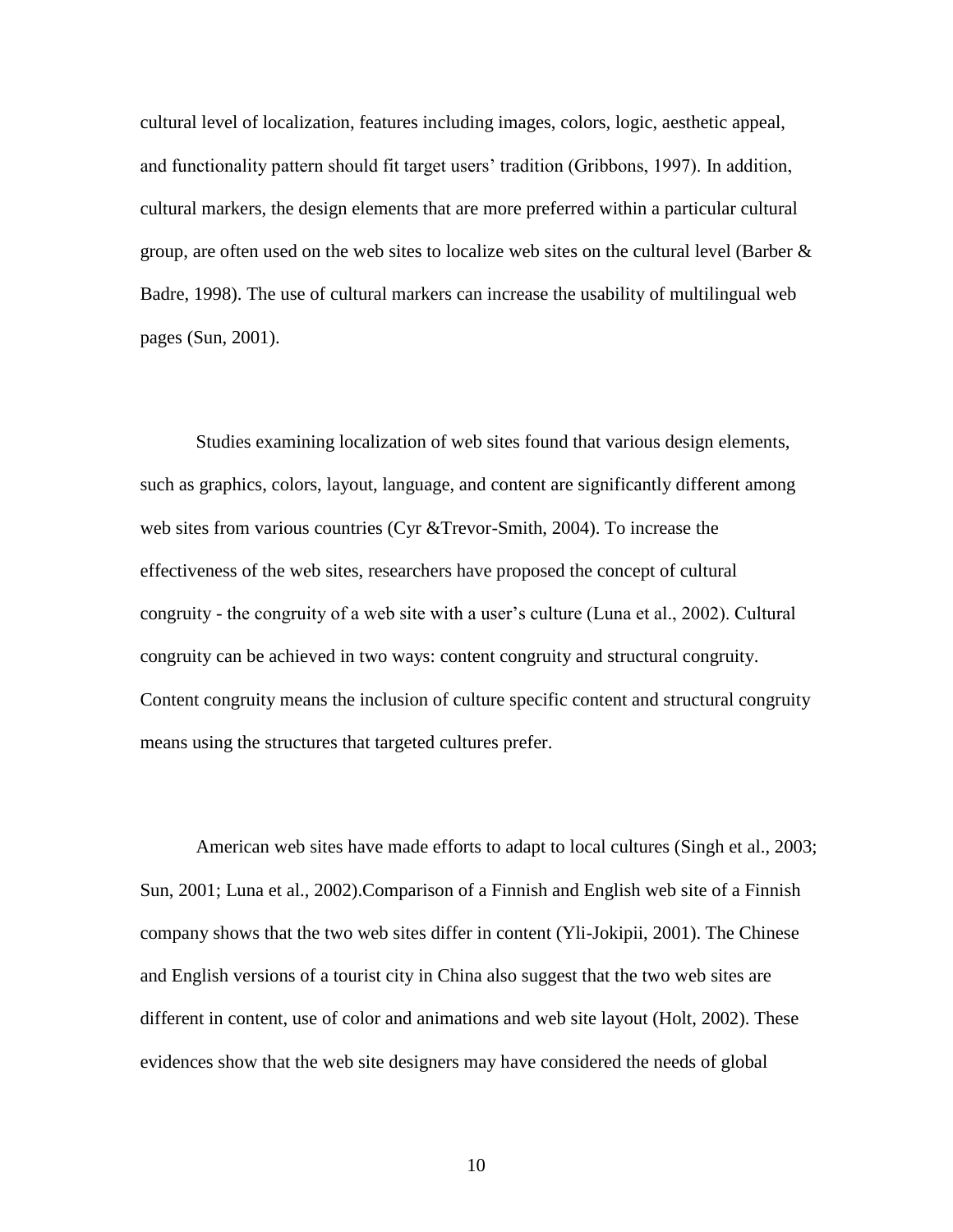cultural level of localization, features including images, colors, logic, aesthetic appeal, and functionality pattern should fit target users' tradition (Gribbons, 1997). In addition, cultural markers, the design elements that are more preferred within a particular cultural group, are often used on the web sites to localize web sites on the cultural level (Barber & Badre, 1998). The use of cultural markers can increase the usability of multilingual web pages (Sun, 2001).

Studies examining localization of web sites found that various design elements, such as graphics, colors, layout, language, and content are significantly different among web sites from various countries (Cyr &Trevor-Smith, 2004). To increase the effectiveness of the web sites, researchers have proposed the concept of cultural congruity - the congruity of a web site with a user's culture (Luna et al., 2002). Cultural congruity can be achieved in two ways: content congruity and structural congruity. Content congruity means the inclusion of culture specific content and structural congruity means using the structures that targeted cultures prefer.

American web sites have made efforts to adapt to local cultures (Singh et al., 2003; Sun, 2001; Luna et al., 2002).Comparison of a Finnish and English web site of a Finnish company shows that the two web sites differ in content (Yli-Jokipii, 2001). The Chinese and English versions of a tourist city in China also suggest that the two web sites are different in content, use of color and animations and web site layout (Holt, 2002). These evidences show that the web site designers may have considered the needs of global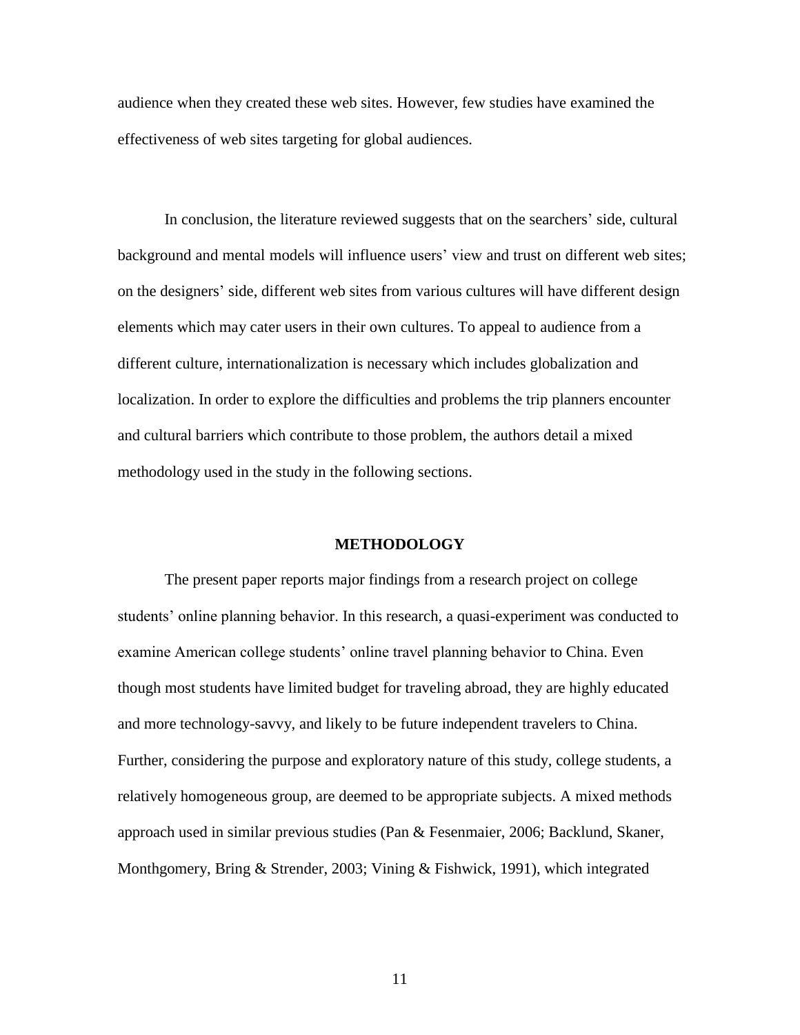audience when they created these web sites. However, few studies have examined the effectiveness of web sites targeting for global audiences.

In conclusion, the literature reviewed suggests that on the searchers' side, cultural background and mental models will influence users' view and trust on different web sites; on the designers' side, different web sites from various cultures will have different design elements which may cater users in their own cultures. To appeal to audience from a different culture, internationalization is necessary which includes globalization and localization. In order to explore the difficulties and problems the trip planners encounter and cultural barriers which contribute to those problem, the authors detail a mixed methodology used in the study in the following sections.

## METHODOLOGY

The present paper reports major findings from a research project on college students' online planning behavior. In this research, a quasi-experiment was conducted to examine American college students' online travel planning behavior to China. Even though most students have limited budget for traveling abroad, they are highly educated and more technology-savvy, and likely to be future independent travelers to China. Further, considering the purpose and exploratory nature of this study, college students, a relatively homogeneous group, are deemed to be appropriate subjects. A mixed methods approach used in similar previous studies (Pan & Fesenmaier, 2006; Backlund, Skaner, Monthgomery, Bring & Strender, 2003; Vining & Fishwick, 1991), which integrated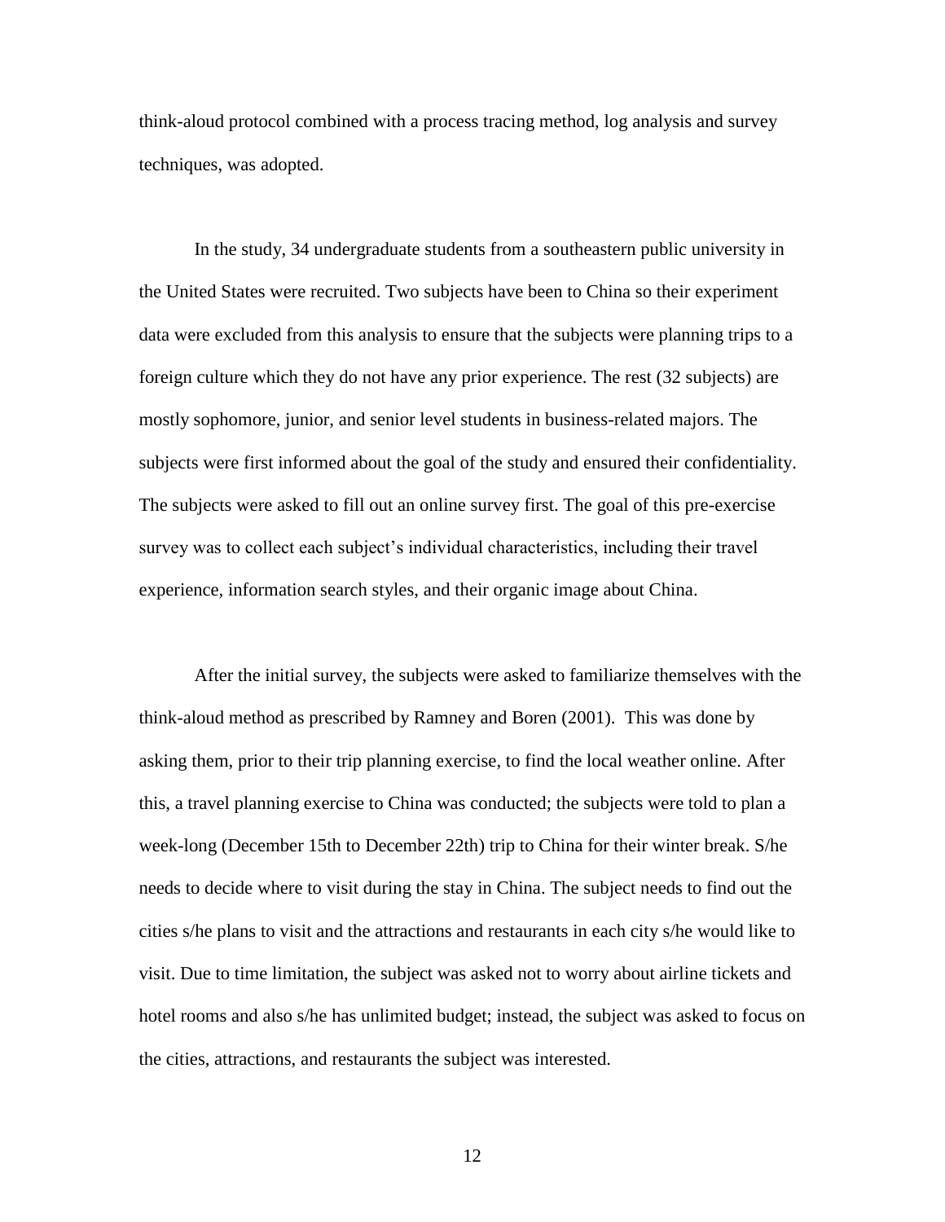think-aloud protocol combined with a process tracing method, log analysis and survey techniques, was adopted.

In the study, 34 undergraduate students from a southeastern public university in the United States were recruited. Two subjects have been to China so their experiment data were excluded from this analysis to ensure that the subjects were planning trips to a foreign culture which they do not have any prior experience. The rest (32 subjects) are mostly sophomore, junior, and senior level students in business-related majors. The subjects were first informed about the goal of the study and ensured their confidentiality. The subjects were asked to fill out an online survey first. The goal of this pre-exercise survey was to collect each subject's individual characteristics, including their travel experience, information search styles, and their organic image about China.

After the initial survey, the subjects were asked to familiarize themselves with the think-aloud method as prescribed by Ramney and Boren (2001). This was done by asking them, prior to their trip planning exercise, to find the local weather online. After this, a travel planning exercise to China was conducted; the subjects were told to plan a week-long (December 15th to December 22th) trip to China for their winter break. S/he needs to decide where to visit during the stay in China. The subject needs to find out the cities s/he plans to visit and the attractions and restaurants in each city s/he would like to visit. Due to time limitation, the subject was asked not to worry about airline tickets and hotel rooms and also s/he has unlimited budget; instead, the subject was asked to focus on the cities, attractions, and restaurants the subject was interested.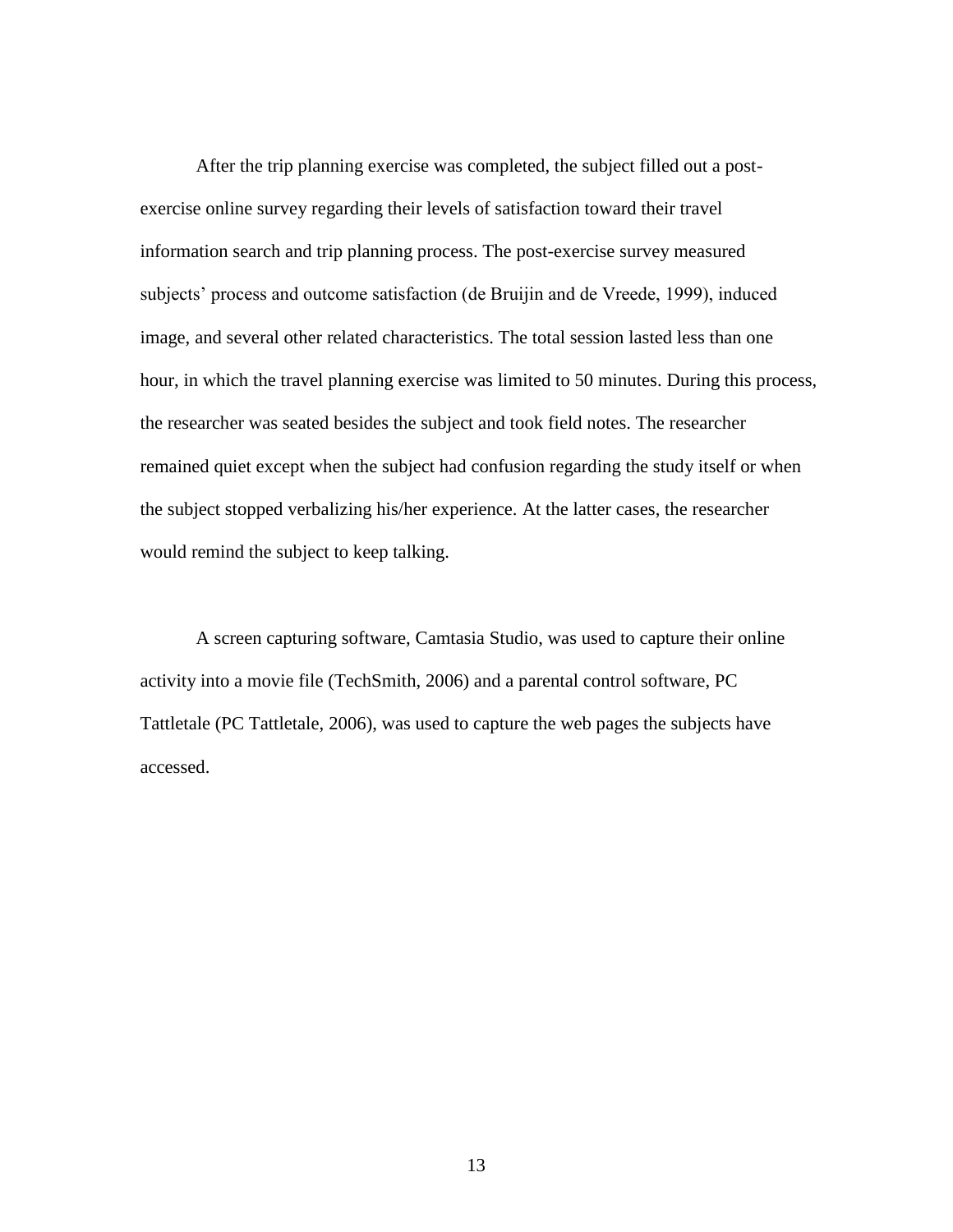After the trip planning exercise was completed, the subject filled out a post-exercise online survey regarding their levels of satisfaction toward their travel information search and trip planning process. The post-exercise survey measured subjects' process and outcome satisfaction (de Bruijin and de Vreede, 1999), induced image, and several other related characteristics. The total session lasted less than one hour, in which the travel planning exercise was limited to 50 minutes. During this process, the researcher was seated besides the subject and took field notes. The researcher remained quiet except when the subject had confusion regarding the study itself or when the subject stopped verbalizing his/her experience. At the latter cases, the researcher would remind the subject to keep talking.

A screen capturing software, Camtasia Studio, was used to capture their online activity into a movie file (TechSmith, 2006) and a parental control software, PC Tattletale (PC Tattletale, 2006), was used to capture the web pages the subjects have accessed.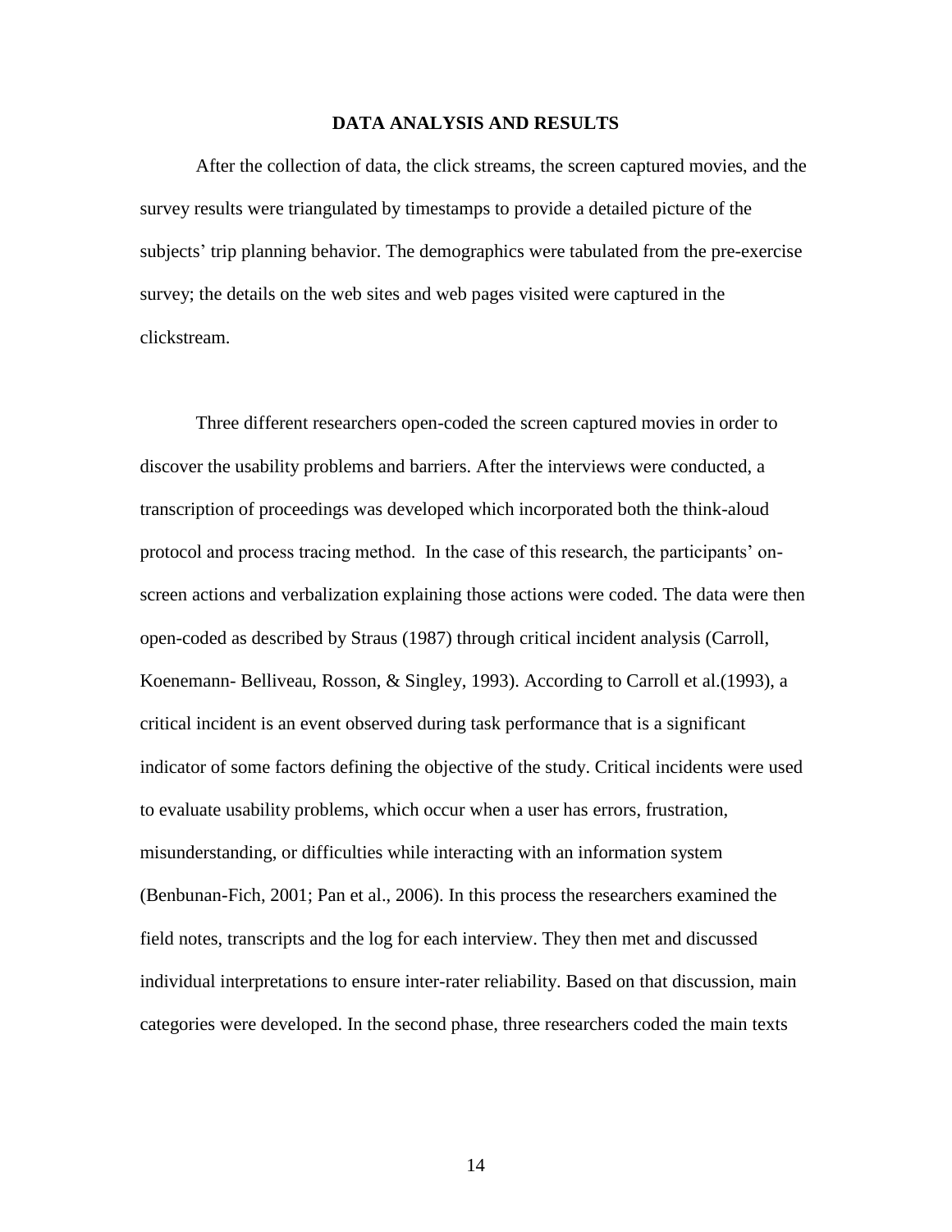## DATA ANALYSIS AND RESULTS

After the collection of data, the click streams, the screen captured movies, and the survey results were triangulated by timestamps to provide a detailed picture of the subjects' trip planning behavior. The demographics were tabulated from the pre-exercise survey; the details on the web sites and web pages visited were captured in the clickstream.

Three different researchers open-coded the screen captured movies in order to discover the usability problems and barriers. After the interviews were conducted, a transcription of proceedings was developed which incorporated both the think-aloud protocol and process tracing method. In the case of this research, the participants' on-screen actions and verbalization explaining those actions were coded. The data were then open-coded as described by Straus (1987) through critical incident analysis (Carroll, Koenemann- Belliveau, Rosson, & Singley, 1993). According to Carroll et al.(1993), a critical incident is an event observed during task performance that is a significant indicator of some factors defining the objective of the study. Critical incidents were used to evaluate usability problems, which occur when a user has errors, frustration, misunderstanding, or difficulties while interacting with an information system (Benbunan-Fich, 2001; Pan et al., 2006). In this process the researchers examined the field notes, transcripts and the log for each interview. They then met and discussed individual interpretations to ensure inter-rater reliability. Based on that discussion, main categories were developed. In the second phase, three researchers coded the main texts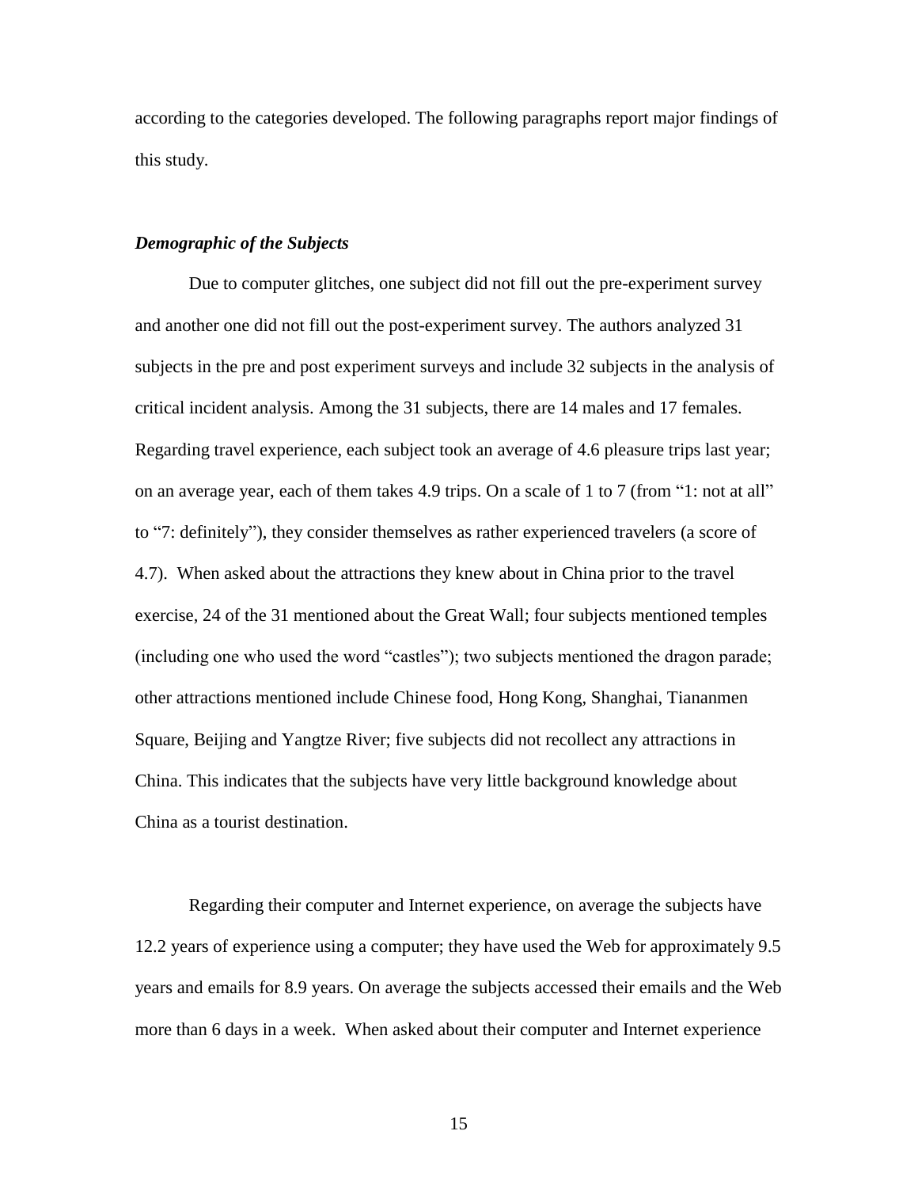according to the categories developed. The following paragraphs report major findings of this study.

### *Demographic of the Subjects*

Due to computer glitches, one subject did not fill out the pre-experiment survey and another one did not fill out the post-experiment survey. The authors analyzed 31 subjects in the pre and post experiment surveys and include 32 subjects in the analysis of critical incident analysis. Among the 31 subjects, there are 14 males and 17 females. Regarding travel experience, each subject took an average of 4.6 pleasure trips last year; on an average year, each of them takes 4.9 trips. On a scale of 1 to 7 (from "1: not at all" to "7: definitely"), they consider themselves as rather experienced travelers (a score of 4.7). When asked about the attractions they knew about in China prior to the travel exercise, 24 of the 31 mentioned about the Great Wall; four subjects mentioned temples (including one who used the word "castles"); two subjects mentioned the dragon parade; other attractions mentioned include Chinese food, Hong Kong, Shanghai, Tiananmen Square, Beijing and Yangtze River; five subjects did not recollect any attractions in China. This indicates that the subjects have very little background knowledge about China as a tourist destination.

Regarding their computer and Internet experience, on average the subjects have 12.2 years of experience using a computer; they have used the Web for approximately 9.5 years and emails for 8.9 years. On average the subjects accessed their emails and the Web more than 6 days in a week. When asked about their computer and Internet experience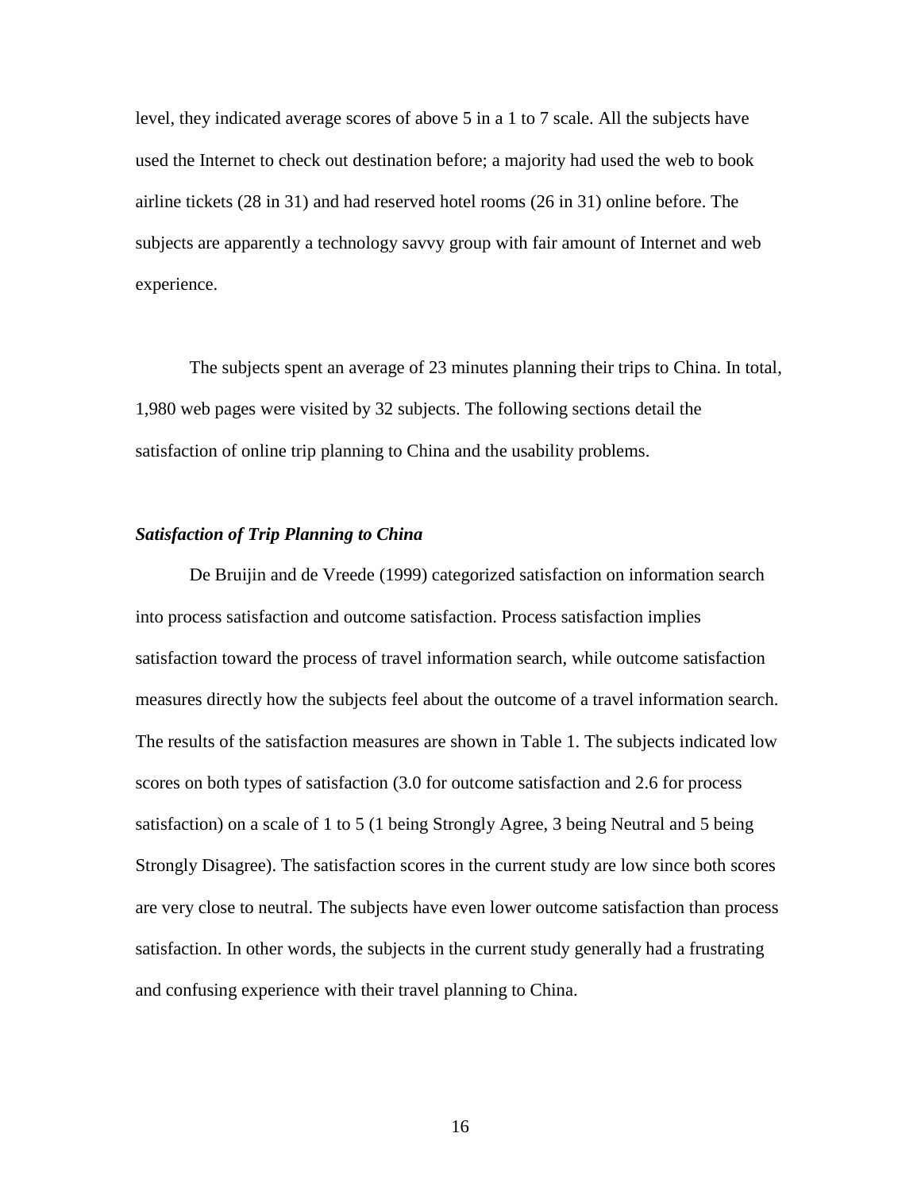level, they indicated average scores of above 5 in a 1 to 7 scale. All the subjects have used the Internet to check out destination before; a majority had used the web to book airline tickets (28 in 31) and had reserved hotel rooms (26 in 31) online before. The subjects are apparently a technology savvy group with fair amount of Internet and web experience.

The subjects spent an average of 23 minutes planning their trips to China. In total, 1,980 web pages were visited by 32 subjects. The following sections detail the satisfaction of online trip planning to China and the usability problems.

### ***Satisfaction of Trip Planning to China***

De Bruijin and de Vreede (1999) categorized satisfaction on information search into process satisfaction and outcome satisfaction. Process satisfaction implies satisfaction toward the process of travel information search, while outcome satisfaction measures directly how the subjects feel about the outcome of a travel information search. The results of the satisfaction measures are shown in Table 1. The subjects indicated low scores on both types of satisfaction (3.0 for outcome satisfaction and 2.6 for process satisfaction) on a scale of 1 to 5 (1 being Strongly Agree, 3 being Neutral and 5 being Strongly Disagree). The satisfaction scores in the current study are low since both scores are very close to neutral. The subjects have even lower outcome satisfaction than process satisfaction. In other words, the subjects in the current study generally had a frustrating and confusing experience with their travel planning to China.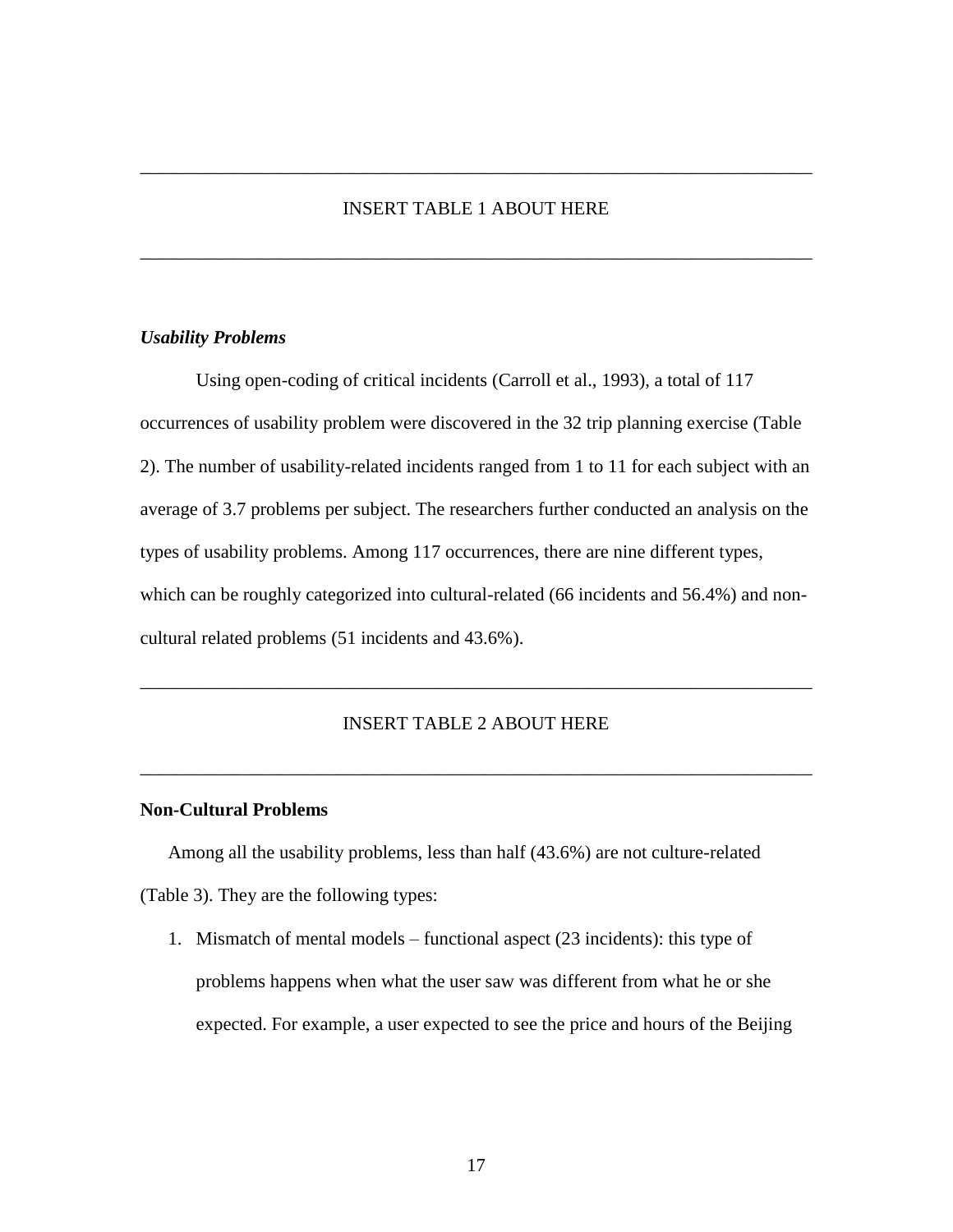---

INSERT TABLE 1 ABOUT HERE

---

### *Usability Problems*

Using open-coding of critical incidents (Carroll et al., 1993), a total of 117 occurrences of usability problem were discovered in the 32 trip planning exercise (Table 2). The number of usability-related incidents ranged from 1 to 11 for each subject with an average of 3.7 problems per subject. The researchers further conducted an analysis on the types of usability problems. Among 117 occurrences, there are nine different types, which can be roughly categorized into cultural-related (66 incidents and 56.4%) and non-cultural related problems (51 incidents and 43.6%).

---

INSERT TABLE 2 ABOUT HERE

---

### **Non-Cultural Problems**

Among all the usability problems, less than half (43.6%) are not culture-related (Table 3). They are the following types:

1. Mismatch of mental models – functional aspect (23 incidents): this type of problems happens when what the user saw was different from what he or she expected. For example, a user expected to see the price and hours of the Beijing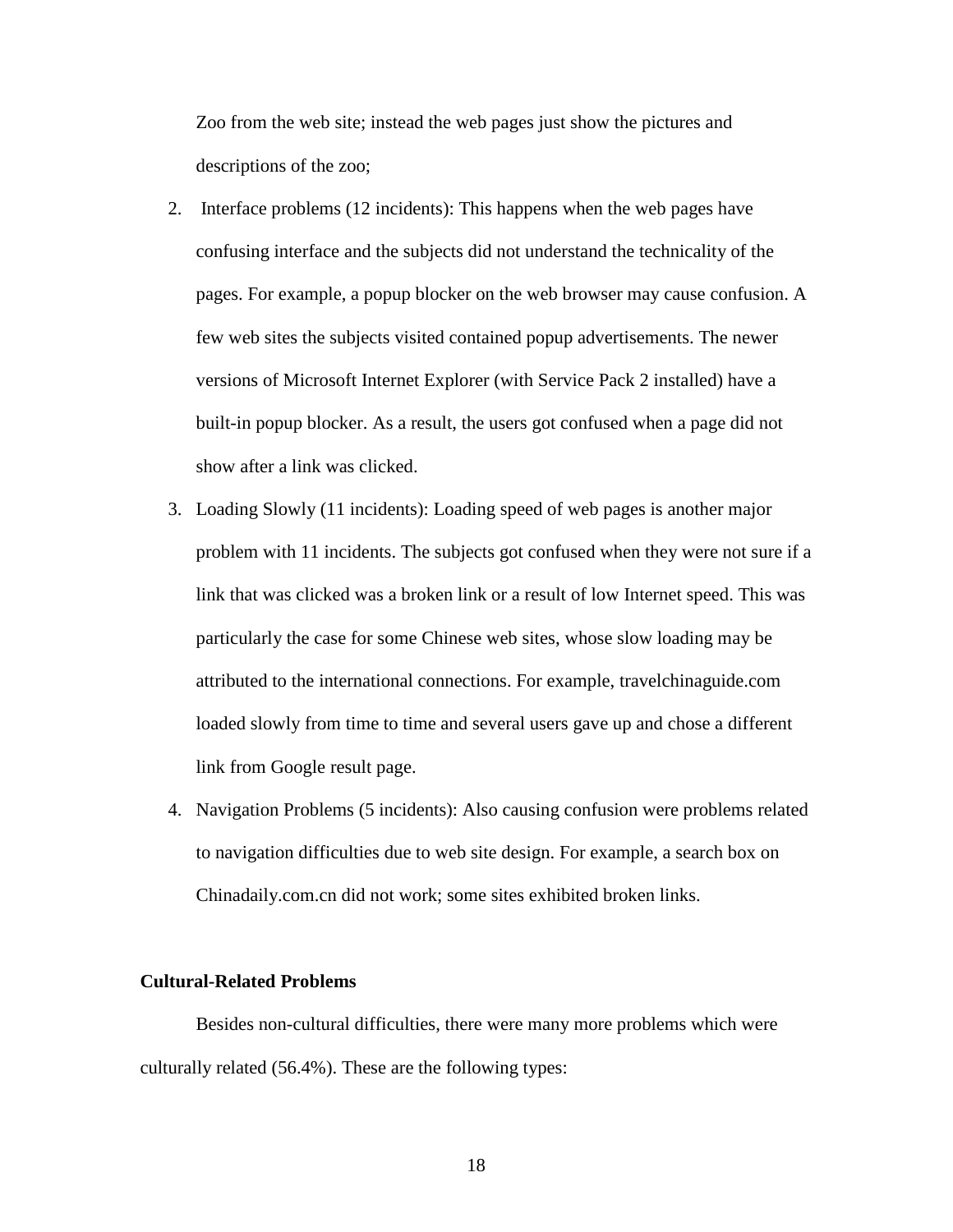Zoo from the web site; instead the web pages just show the pictures and descriptions of the zoo;

2. Interface problems (12 incidents): This happens when the web pages have confusing interface and the subjects did not understand the technicality of the pages. For example, a popup blocker on the web browser may cause confusion. A few web sites the subjects visited contained popup advertisements. The newer versions of Microsoft Internet Explorer (with Service Pack 2 installed) have a built-in popup blocker. As a result, the users got confused when a page did not show after a link was clicked.
3. Loading Slowly (11 incidents): Loading speed of web pages is another major problem with 11 incidents. The subjects got confused when they were not sure if a link that was clicked was a broken link or a result of low Internet speed. This was particularly the case for some Chinese web sites, whose slow loading may be attributed to the international connections. For example, travelchinaguide.com loaded slowly from time to time and several users gave up and chose a different link from Google result page.
4. Navigation Problems (5 incidents): Also causing confusion were problems related to navigation difficulties due to web site design. For example, a search box on Chinadaily.com.cn did not work; some sites exhibited broken links.

**Cultural-Related Problems**

Besides non-cultural difficulties, there were many more problems which were culturally related (56.4%). These are the following types: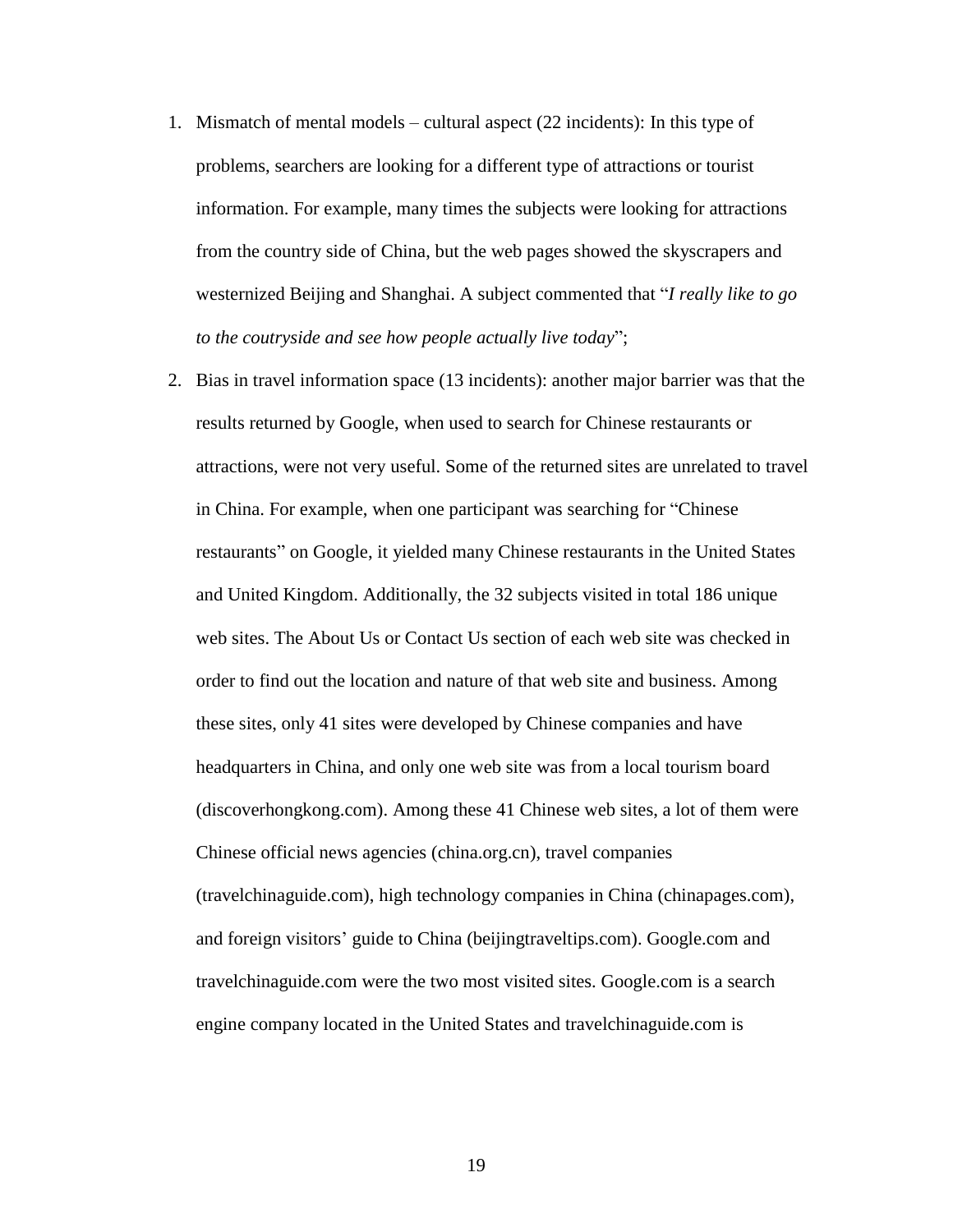1. Mismatch of mental models – cultural aspect (22 incidents): In this type of problems, searchers are looking for a different type of attractions or tourist information. For example, many times the subjects were looking for attractions from the country side of China, but the web pages showed the skyscrapers and westernized Beijing and Shanghai. A subject commented that "*I really like to go to the coutryside and see how people actually live today*";
2. Bias in travel information space (13 incidents): another major barrier was that the results returned by Google, when used to search for Chinese restaurants or attractions, were not very useful. Some of the returned sites are unrelated to travel in China. For example, when one participant was searching for "Chinese restaurants" on Google, it yielded many Chinese restaurants in the United States and United Kingdom. Additionally, the 32 subjects visited in total 186 unique web sites. The About Us or Contact Us section of each web site was checked in order to find out the location and nature of that web site and business. Among these sites, only 41 sites were developed by Chinese companies and have headquarters in China, and only one web site was from a local tourism board (discoverhongkong.com). Among these 41 Chinese web sites, a lot of them were Chinese official news agencies (china.org.cn), travel companies (travelchinaguide.com), high technology companies in China (chinapages.com), and foreign visitors' guide to China (beijingtraveltips.com). Google.com and travelchinaguide.com were the two most visited sites. Google.com is a search engine company located in the United States and travelchinaguide.com is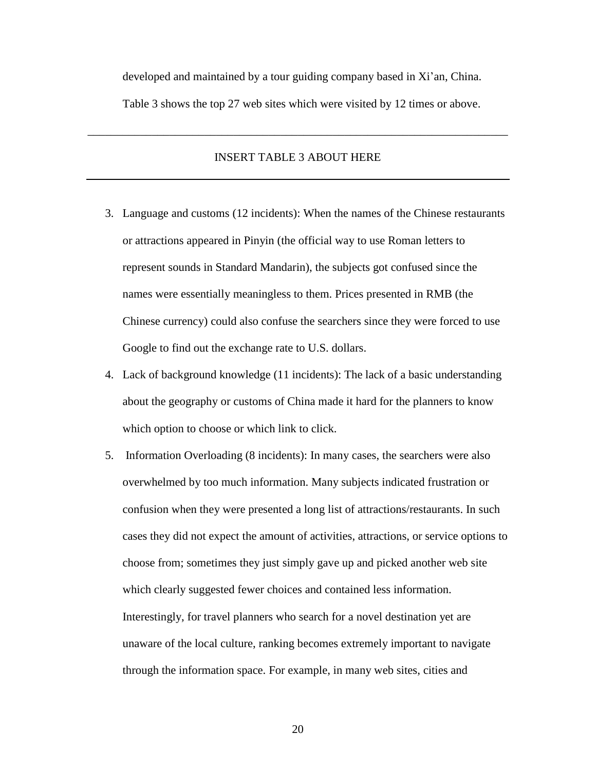developed and maintained by a tour guiding company based in Xi'an, China. Table 3 shows the top 27 web sites which were visited by 12 times or above.

---

INSERT TABLE 3 ABOUT HERE

---

3. Language and customs (12 incidents): When the names of the Chinese restaurants or attractions appeared in Pinyin (the official way to use Roman letters to represent sounds in Standard Mandarin), the subjects got confused since the names were essentially meaningless to them. Prices presented in RMB (the Chinese currency) could also confuse the searchers since they were forced to use Google to find out the exchange rate to U.S. dollars.
4. Lack of background knowledge (11 incidents): The lack of a basic understanding about the geography or customs of China made it hard for the planners to know which option to choose or which link to click.
5. Information Overloading (8 incidents): In many cases, the searchers were also overwhelmed by too much information. Many subjects indicated frustration or confusion when they were presented a long list of attractions/restaurants. In such cases they did not expect the amount of activities, attractions, or service options to choose from; sometimes they just simply gave up and picked another web site which clearly suggested fewer choices and contained less information. Interestingly, for travel planners who search for a novel destination yet are unaware of the local culture, ranking becomes extremely important to navigate through the information space. For example, in many web sites, cities and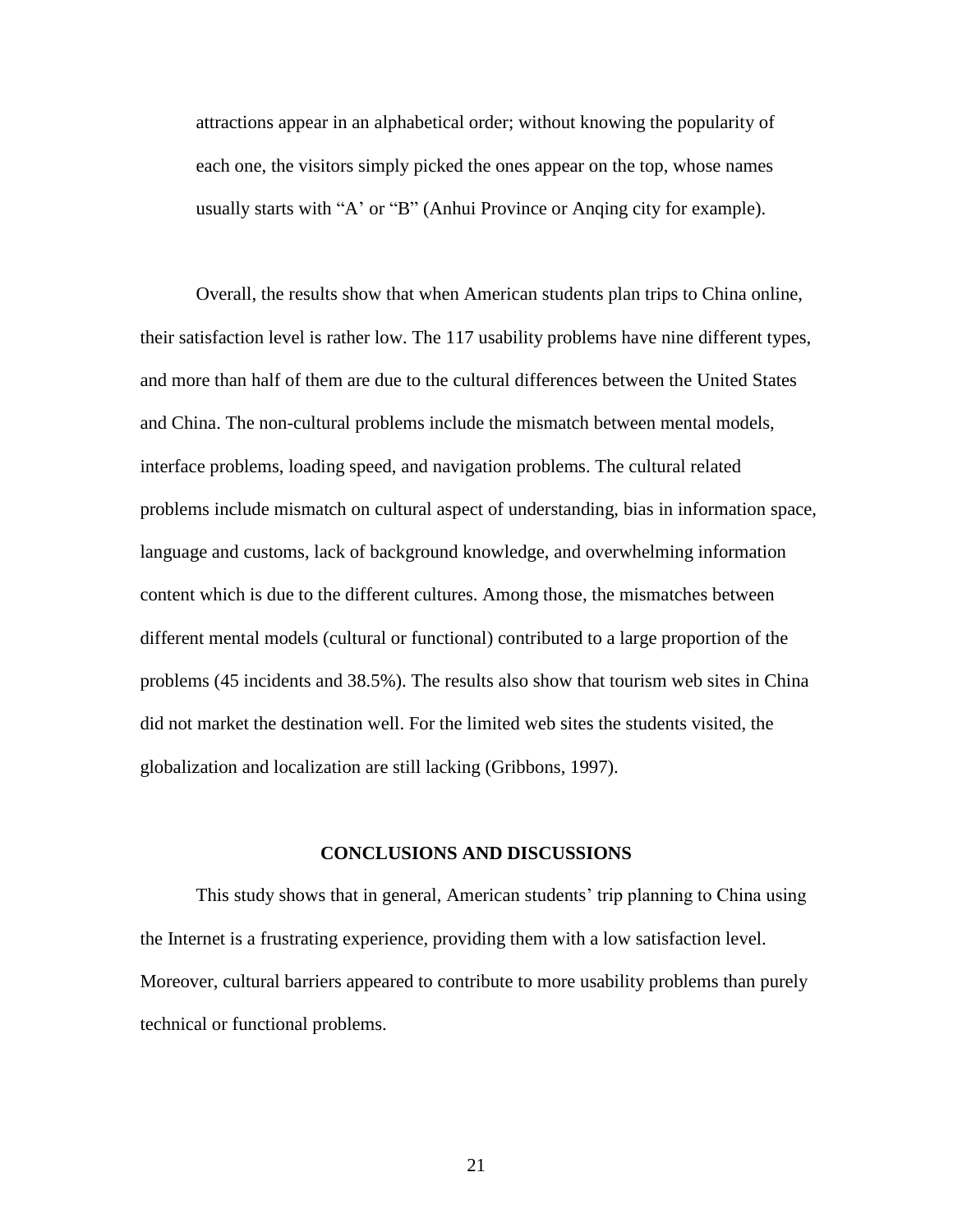attractions appear in an alphabetical order; without knowing the popularity of each one, the visitors simply picked the ones appear on the top, whose names usually starts with "A' or "B" (Anhui Province or Anqing city for example).

Overall, the results show that when American students plan trips to China online, their satisfaction level is rather low. The 117 usability problems have nine different types, and more than half of them are due to the cultural differences between the United States and China. The non-cultural problems include the mismatch between mental models, interface problems, loading speed, and navigation problems. The cultural related problems include mismatch on cultural aspect of understanding, bias in information space, language and customs, lack of background knowledge, and overwhelming information content which is due to the different cultures. Among those, the mismatches between different mental models (cultural or functional) contributed to a large proportion of the problems (45 incidents and 38.5%). The results also show that tourism web sites in China did not market the destination well. For the limited web sites the students visited, the globalization and localization are still lacking (Gribbons, 1997).

## CONCLUSIONS AND DISCUSSIONS

This study shows that in general, American students' trip planning to China using the Internet is a frustrating experience, providing them with a low satisfaction level. Moreover, cultural barriers appeared to contribute to more usability problems than purely technical or functional problems.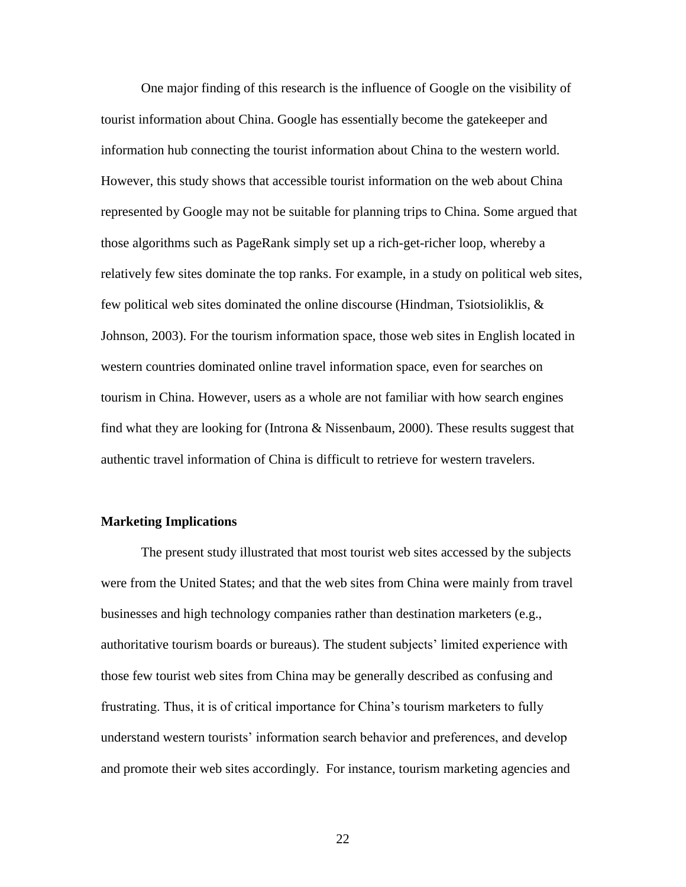One major finding of this research is the influence of Google on the visibility of tourist information about China. Google has essentially become the gatekeeper and information hub connecting the tourist information about China to the western world. However, this study shows that accessible tourist information on the web about China represented by Google may not be suitable for planning trips to China. Some argued that those algorithms such as PageRank simply set up a rich-get-richer loop, whereby a relatively few sites dominate the top ranks. For example, in a study on political web sites, few political web sites dominated the online discourse (Hindman, Tsiotsioliklis, & Johnson, 2003). For the tourism information space, those web sites in English located in western countries dominated online travel information space, even for searches on tourism in China. However, users as a whole are not familiar with how search engines find what they are looking for (Introna & Nissenbaum, 2000). These results suggest that authentic travel information of China is difficult to retrieve for western travelers.

**Marketing Implications**

The present study illustrated that most tourist web sites accessed by the subjects were from the United States; and that the web sites from China were mainly from travel businesses and high technology companies rather than destination marketers (e.g., authoritative tourism boards or bureaus). The student subjects' limited experience with those few tourist web sites from China may be generally described as confusing and frustrating. Thus, it is of critical importance for China's tourism marketers to fully understand western tourists' information search behavior and preferences, and develop and promote their web sites accordingly. For instance, tourism marketing agencies and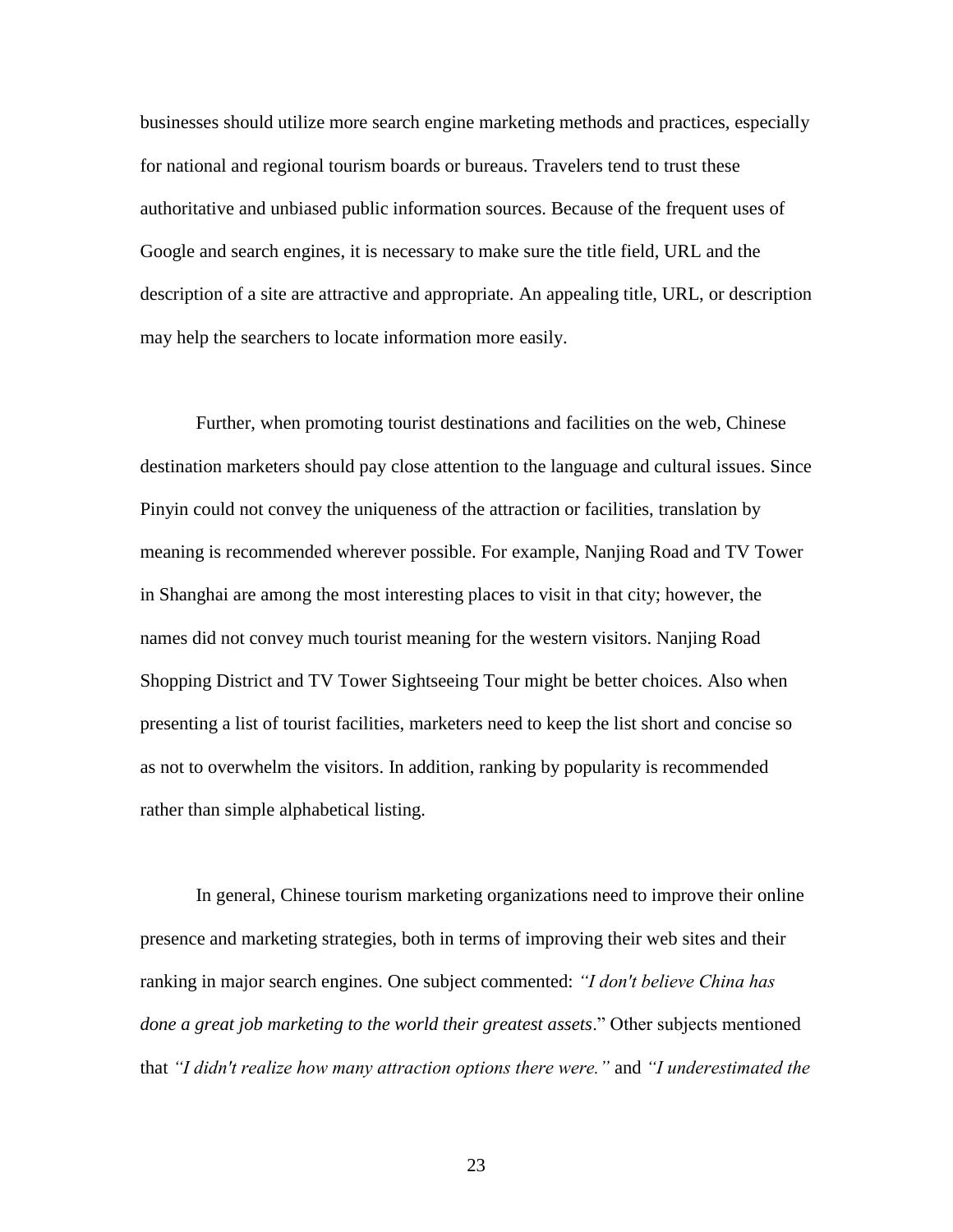businesses should utilize more search engine marketing methods and practices, especially for national and regional tourism boards or bureaus. Travelers tend to trust these authoritative and unbiased public information sources. Because of the frequent uses of Google and search engines, it is necessary to make sure the title field, URL and the description of a site are attractive and appropriate. An appealing title, URL, or description may help the searchers to locate information more easily.

Further, when promoting tourist destinations and facilities on the web, Chinese destination marketers should pay close attention to the language and cultural issues. Since Pinyin could not convey the uniqueness of the attraction or facilities, translation by meaning is recommended wherever possible. For example, Nanjing Road and TV Tower in Shanghai are among the most interesting places to visit in that city; however, the names did not convey much tourist meaning for the western visitors. Nanjing Road Shopping District and TV Tower Sightseeing Tour might be better choices. Also when presenting a list of tourist facilities, marketers need to keep the list short and concise so as not to overwhelm the visitors. In addition, ranking by popularity is recommended rather than simple alphabetical listing.

In general, Chinese tourism marketing organizations need to improve their online presence and marketing strategies, both in terms of improving their web sites and their ranking in major search engines. One subject commented: *"I don't believe China has done a great job marketing to the world their greatest assets*." Other subjects mentioned that *"I didn't realize how many attraction options there were."* and *"I underestimated the*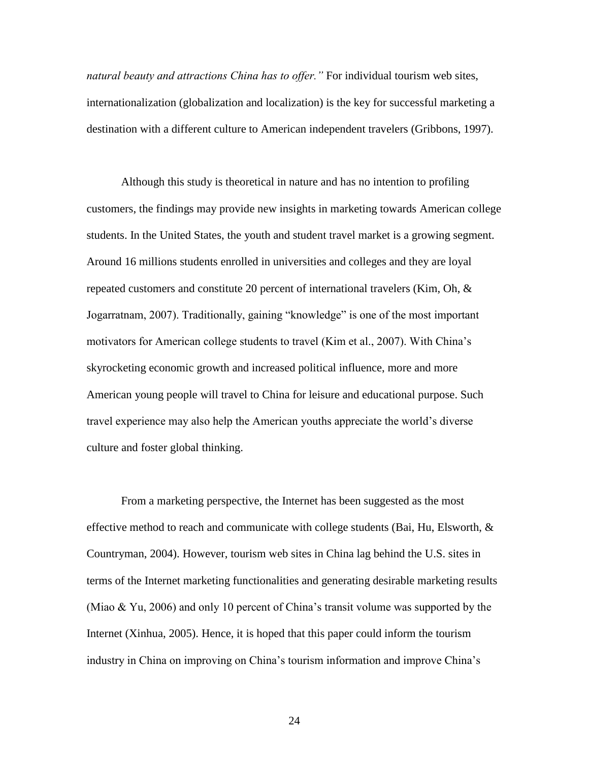*natural beauty and attractions China has to offer."* For individual tourism web sites, internationalization (globalization and localization) is the key for successful marketing a destination with a different culture to American independent travelers (Gribbons, 1997).

Although this study is theoretical in nature and has no intention to profiling customers, the findings may provide new insights in marketing towards American college students. In the United States, the youth and student travel market is a growing segment. Around 16 millions students enrolled in universities and colleges and they are loyal repeated customers and constitute 20 percent of international travelers (Kim, Oh, & Jogarratnam, 2007). Traditionally, gaining "knowledge" is one of the most important motivators for American college students to travel (Kim et al., 2007). With China's skyrocketing economic growth and increased political influence, more and more American young people will travel to China for leisure and educational purpose. Such travel experience may also help the American youths appreciate the world's diverse culture and foster global thinking.

From a marketing perspective, the Internet has been suggested as the most effective method to reach and communicate with college students (Bai, Hu, Elsworth, & Countryman, 2004). However, tourism web sites in China lag behind the U.S. sites in terms of the Internet marketing functionalities and generating desirable marketing results (Miao & Yu, 2006) and only 10 percent of China's transit volume was supported by the Internet (Xinhua, 2005). Hence, it is hoped that this paper could inform the tourism industry in China on improving on China's tourism information and improve China's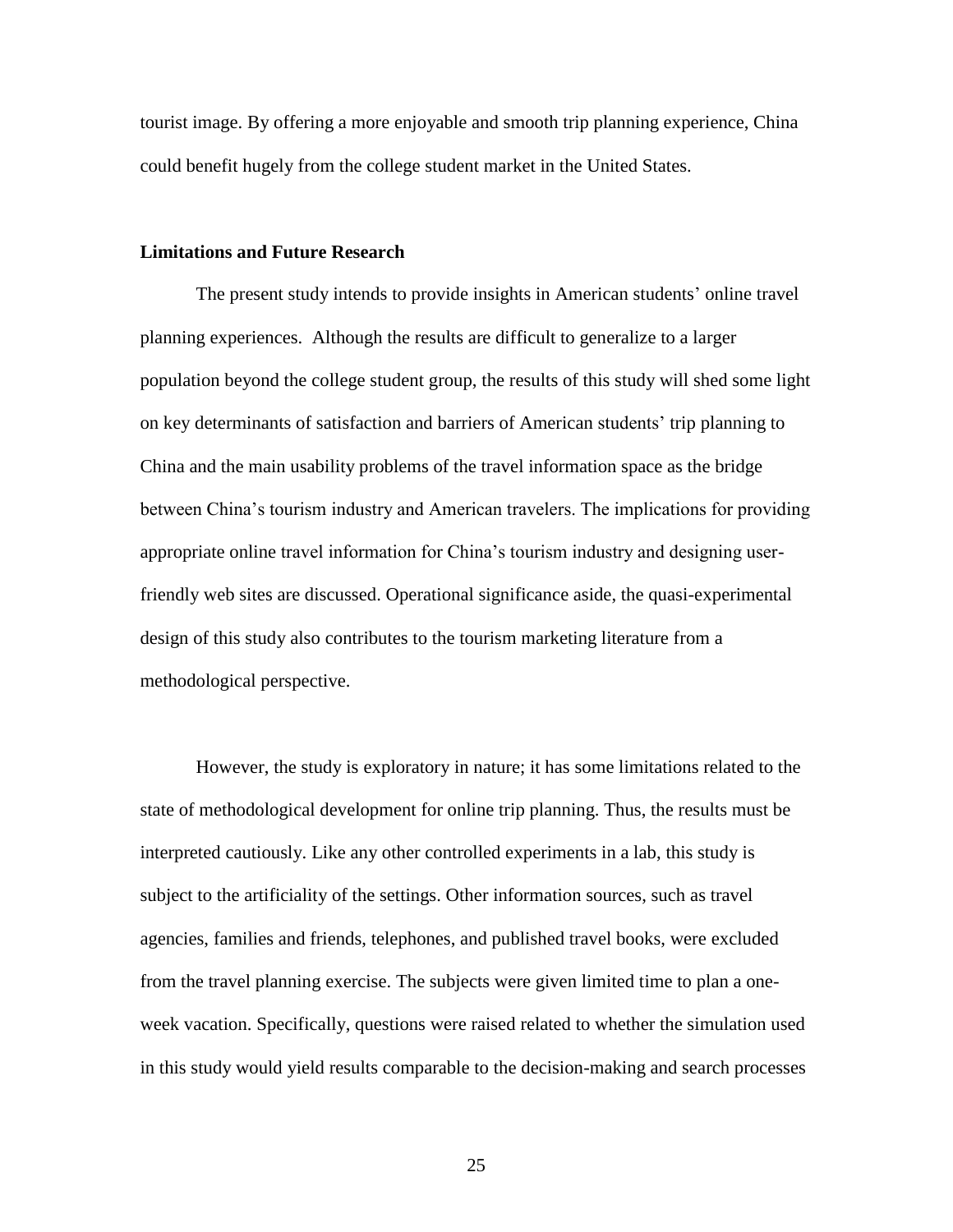tourist image. By offering a more enjoyable and smooth trip planning experience, China could benefit hugely from the college student market in the United States.

**Limitations and Future Research**

The present study intends to provide insights in American students' online travel planning experiences. Although the results are difficult to generalize to a larger population beyond the college student group, the results of this study will shed some light on key determinants of satisfaction and barriers of American students' trip planning to China and the main usability problems of the travel information space as the bridge between China's tourism industry and American travelers. The implications for providing appropriate online travel information for China's tourism industry and designing user-friendly web sites are discussed. Operational significance aside, the quasi-experimental design of this study also contributes to the tourism marketing literature from a methodological perspective.

However, the study is exploratory in nature; it has some limitations related to the state of methodological development for online trip planning. Thus, the results must be interpreted cautiously. Like any other controlled experiments in a lab, this study is subject to the artificiality of the settings. Other information sources, such as travel agencies, families and friends, telephones, and published travel books, were excluded from the travel planning exercise. The subjects were given limited time to plan a one-week vacation. Specifically, questions were raised related to whether the simulation used in this study would yield results comparable to the decision-making and search processes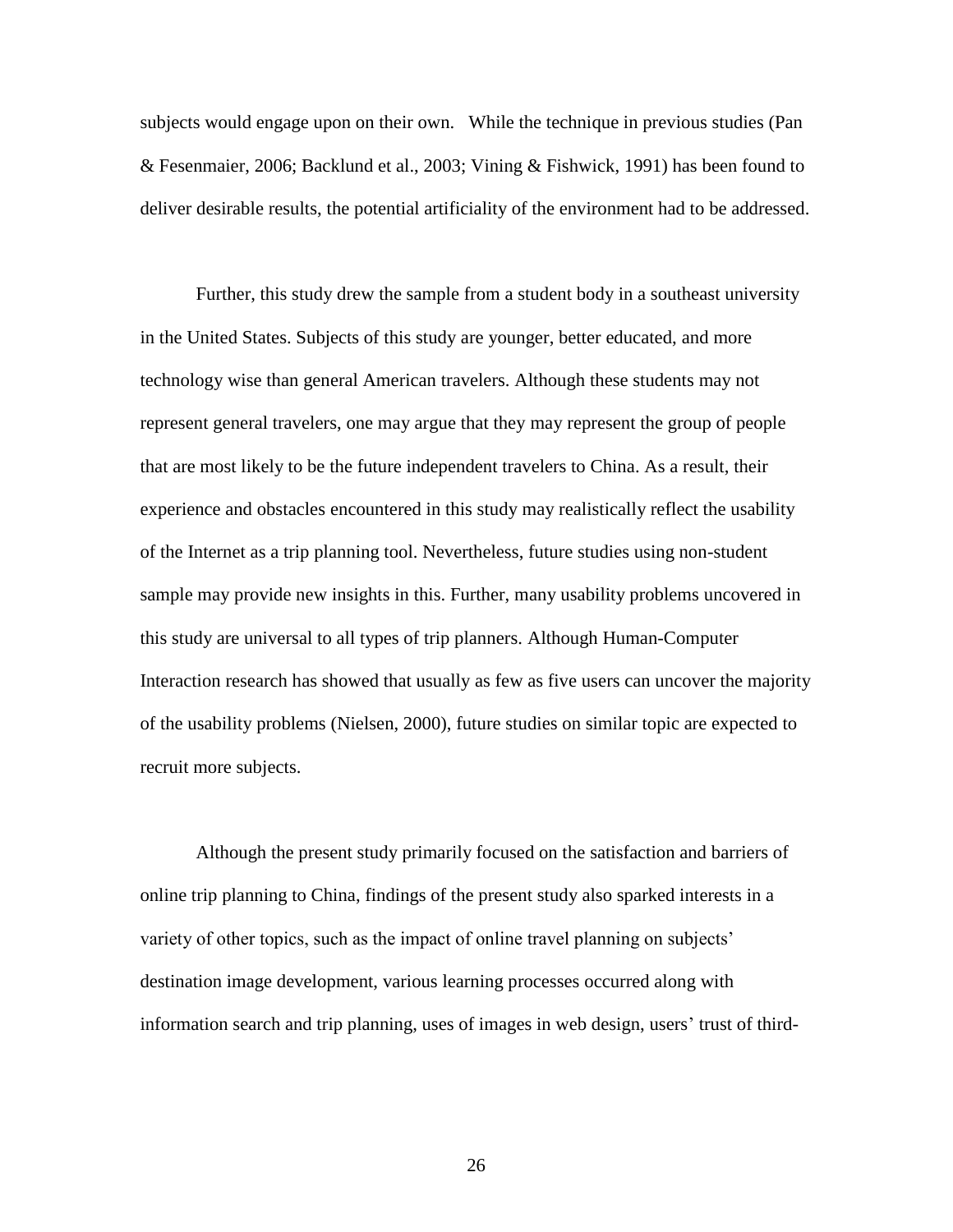subjects would engage upon on their own. While the technique in previous studies (Pan & Fesenmaier, 2006; Backlund et al., 2003; Vining & Fishwick, 1991) has been found to deliver desirable results, the potential artificiality of the environment had to be addressed.

Further, this study drew the sample from a student body in a southeast university in the United States. Subjects of this study are younger, better educated, and more technology wise than general American travelers. Although these students may not represent general travelers, one may argue that they may represent the group of people that are most likely to be the future independent travelers to China. As a result, their experience and obstacles encountered in this study may realistically reflect the usability of the Internet as a trip planning tool. Nevertheless, future studies using non-student sample may provide new insights in this. Further, many usability problems uncovered in this study are universal to all types of trip planners. Although Human-Computer Interaction research has showed that usually as few as five users can uncover the majority of the usability problems (Nielsen, 2000), future studies on similar topic are expected to recruit more subjects.

Although the present study primarily focused on the satisfaction and barriers of online trip planning to China, findings of the present study also sparked interests in a variety of other topics, such as the impact of online travel planning on subjects' destination image development, various learning processes occurred along with information search and trip planning, uses of images in web design, users' trust of third-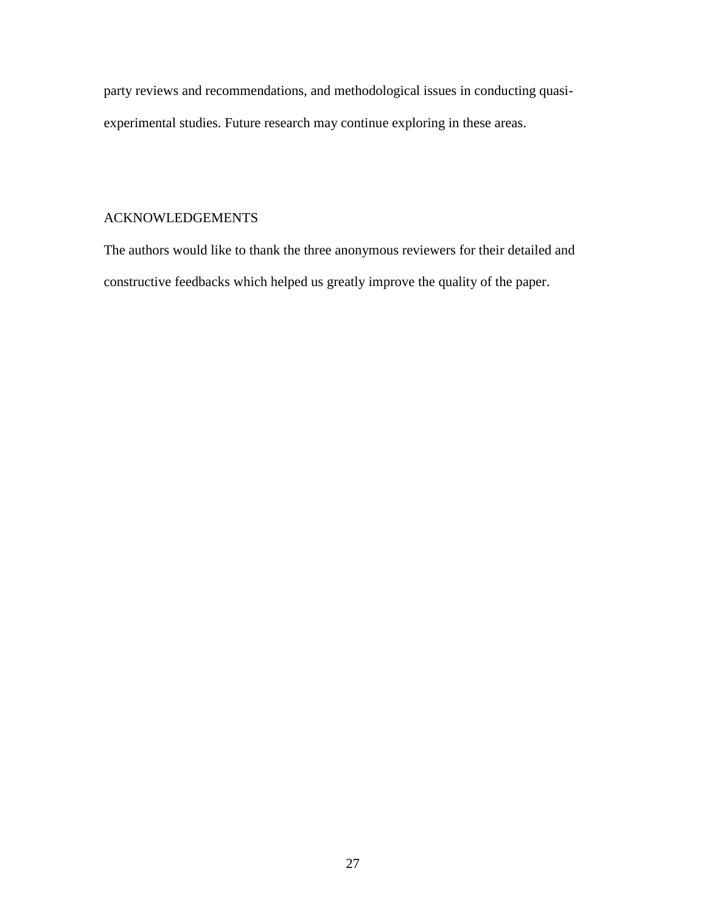party reviews and recommendations, and methodological issues in conducting quasi-experimental studies. Future research may continue exploring in these areas.

## ACKNOWLEDGEMENTS

The authors would like to thank the three anonymous reviewers for their detailed and constructive feedbacks which helped us greatly improve the quality of the paper.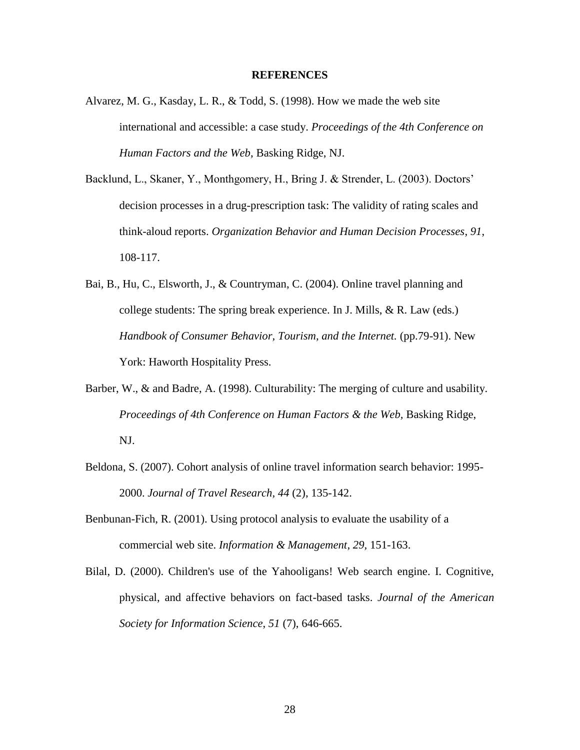**REFERENCES**

Alvarez, M. G., Kasday, L. R., & Todd, S. (1998). How we made the web site international and accessible: a case study. *Proceedings of the 4th Conference on Human Factors and the Web*, Basking Ridge, NJ.

Backlund, L., Skaner, Y., Monthgomery, H., Bring J. & Strender, L. (2003). Doctors' decision processes in a drug-prescription task: The validity of rating scales and think-aloud reports. *Organization Behavior and Human Decision Processes*, *91*, 108-117.

Bai, B., Hu, C., Elsworth, J., & Countryman, C. (2004). Online travel planning and college students: The spring break experience. In J. Mills, & R. Law (eds.) *Handbook of Consumer Behavior, Tourism, and the Internet.* (pp.79-91). New York: Haworth Hospitality Press.

Barber, W., & and Badre, A. (1998). Culturability: The merging of culture and usability. *Proceedings of 4th Conference on Human Factors & the Web,* Basking Ridge, NJ.

Beldona, S. (2007). Cohort analysis of online travel information search behavior: 1995-2000. *Journal of Travel Research, 44* (2), 135-142.

Benbunan-Fich, R. (2001). Using protocol analysis to evaluate the usability of a commercial web site. *Information & Management, 29,* 151-163.

Bilal, D. (2000). Children's use of the Yahooligans! Web search engine. I. Cognitive, physical, and affective behaviors on fact-based tasks. *Journal of the American Society for Information Science, 51* (7), 646-665.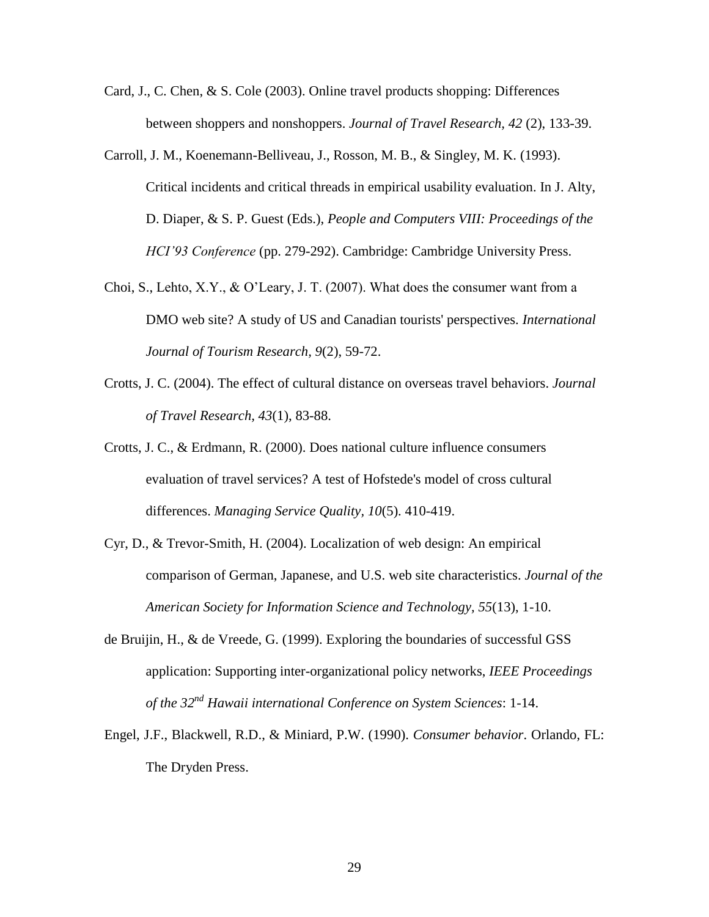Card, J., C. Chen, & S. Cole (2003). Online travel products shopping: Differences between shoppers and nonshoppers. *Journal of Travel Research, 42* (2), 133-39.

Carroll, J. M., Koenemann-Belliveau, J., Rosson, M. B., & Singley, M. K. (1993). Critical incidents and critical threads in empirical usability evaluation. In J. Alty, D. Diaper, & S. P. Guest (Eds.), *People and Computers VIII: Proceedings of the HCI'93 Conference* (pp. 279-292). Cambridge: Cambridge University Press.

Choi, S., Lehto, X.Y., & O'Leary, J. T. (2007). What does the consumer want from a DMO web site? A study of US and Canadian tourists' perspectives. *International Journal of Tourism Research, 9*(2), 59-72.

Crotts, J. C. (2004). The effect of cultural distance on overseas travel behaviors. *Journal of Travel Research, 43*(1), 83-88.

Crotts, J. C., & Erdmann, R. (2000). Does national culture influence consumers evaluation of travel services? A test of Hofstede's model of cross cultural differences. *Managing Service Quality, 10*(5). 410-419.

Cyr, D., & Trevor-Smith, H. (2004). Localization of web design: An empirical comparison of German, Japanese, and U.S. web site characteristics. *Journal of the American Society for Information Science and Technology, 55*(13), 1-10.

de Bruijin, H., & de Vreede, G. (1999). Exploring the boundaries of successful GSS application: Supporting inter-organizational policy networks, *IEEE Proceedings of the 32nd Hawaii international Conference on System Sciences*: 1-14.

Engel, J.F., Blackwell, R.D., & Miniard, P.W. (1990). *Consumer behavior*. Orlando, FL: The Dryden Press.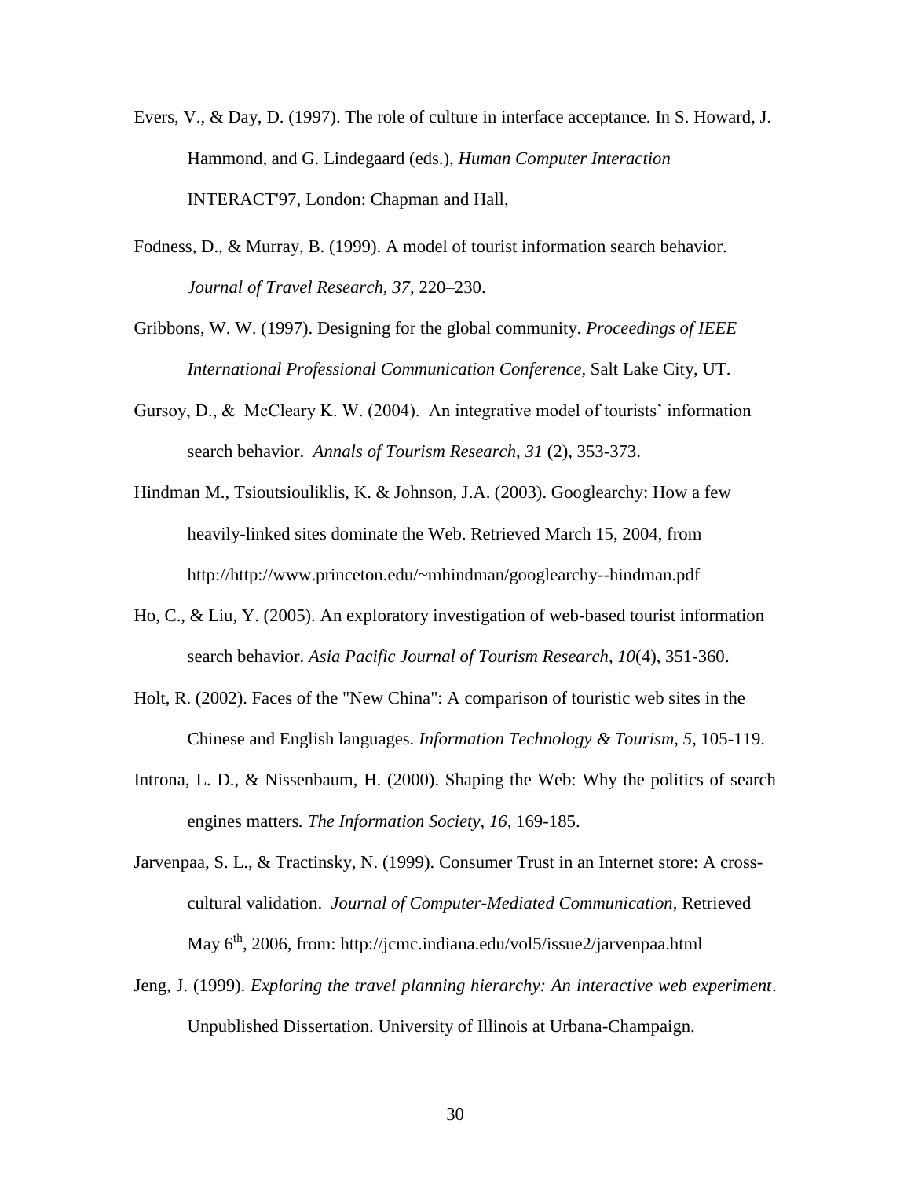Evers, V., & Day, D. (1997). The role of culture in interface acceptance. In S. Howard, J. Hammond, and G. Lindegaard (eds.), *Human Computer Interaction* INTERACT'97, London: Chapman and Hall,

Fodness, D., & Murray, B. (1999). A model of tourist information search behavior. *Journal of Travel Research, 37,* 220–230.

Gribbons, W. W. (1997). Designing for the global community. *Proceedings of IEEE International Professional Communication Conference,* Salt Lake City, UT.

Gursoy, D., & McCleary K. W. (2004). An integrative model of tourists' information search behavior. *Annals of Tourism Research, 31* (2), 353-373.

Hindman M., Tsioutsiouliklis, K. & Johnson, J.A. (2003). Googlearchy: How a few heavily-linked sites dominate the Web. Retrieved March 15, 2004, from http://http://www.princeton.edu/~mhindman/googlearchy--hindman.pdf

Ho, C., & Liu, Y. (2005). An exploratory investigation of web-based tourist information search behavior. *Asia Pacific Journal of Tourism Research, 10*(4), 351-360.

Holt, R. (2002). Faces of the "New China": A comparison of touristic web sites in the Chinese and English languages. *Information Technology & Tourism, 5*, 105-119.

Introna, L. D., & Nissenbaum, H. (2000). Shaping the Web: Why the politics of search engines matters*. The Information Society, 16,* 169-185.

Jarvenpaa, S. L., & Tractinsky, N. (1999). Consumer Trust in an Internet store: A cross-cultural validation. *Journal of Computer-Mediated Communication*, Retrieved May 6th, 2006, from: http://jcmc.indiana.edu/vol5/issue2/jarvenpaa.html

Jeng, J. (1999). *Exploring the travel planning hierarchy: An interactive web experiment*. Unpublished Dissertation. University of Illinois at Urbana-Champaign.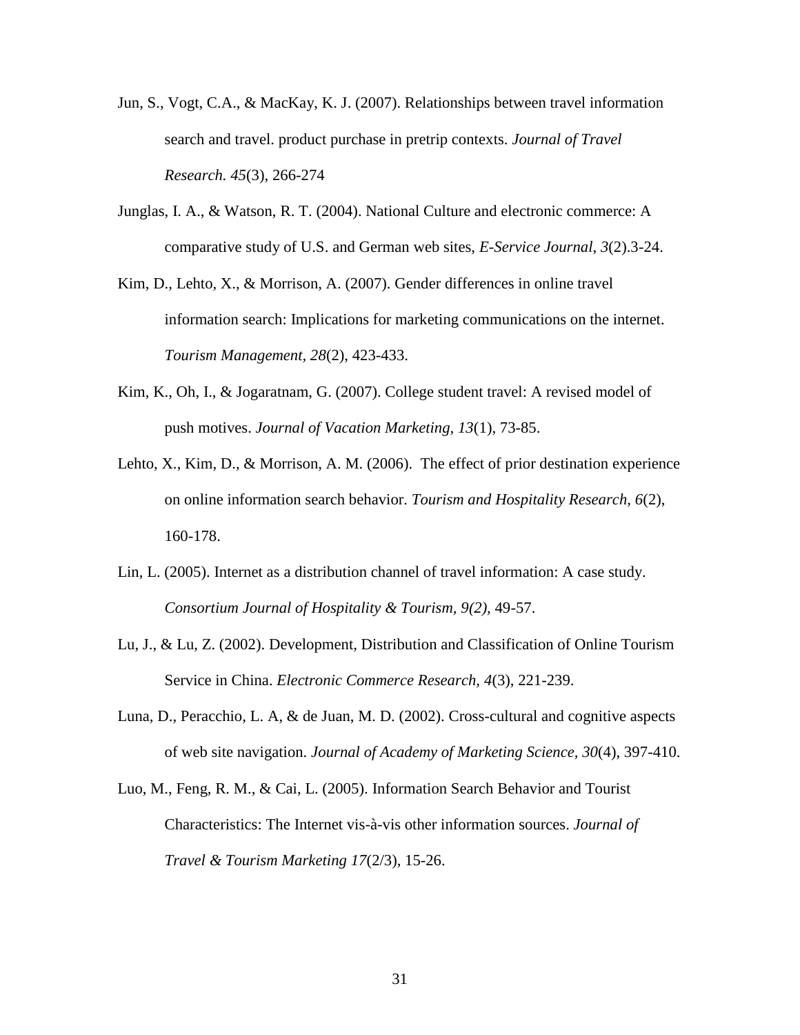Jun, S., Vogt, C.A., & MacKay, K. J. (2007). Relationships between travel information search and travel. product purchase in pretrip contexts. *Journal of Travel Research. 45*(3), 266-274

Junglas, I. A., & Watson, R. T. (2004). National Culture and electronic commerce: A comparative study of U.S. and German web sites, *E-Service Journal*, *3*(2).3-24.

Kim, D., Lehto, X., & Morrison, A. (2007). Gender differences in online travel information search: Implications for marketing communications on the internet. *Tourism Management, 28*(2), 423-433.

Kim, K., Oh, I., & Jogaratnam, G. (2007). College student travel: A revised model of push motives. *Journal of Vacation Marketing, 13*(1), 73-85.

Lehto, X., Kim, D., & Morrison, A. M. (2006). The effect of prior destination experience on online information search behavior. *Tourism and Hospitality Research, 6*(2), 160-178.

Lin, L. (2005). Internet as a distribution channel of travel information: A case study. *Consortium Journal of Hospitality & Tourism, 9(2),* 49-57.

Lu, J., & Lu, Z. (2002). Development, Distribution and Classification of Online Tourism Service in China. *Electronic Commerce Research, 4*(3), 221-239.

Luna, D., Peracchio, L. A, & de Juan, M. D. (2002). Cross-cultural and cognitive aspects of web site navigation. *Journal of Academy of Marketing Science, 30*(4), 397-410.

Luo, M., Feng, R. M., & Cai, L. (2005). Information Search Behavior and Tourist Characteristics: The Internet vis-à-vis other information sources. *Journal of Travel & Tourism Marketing 17*(2/3), 15-26.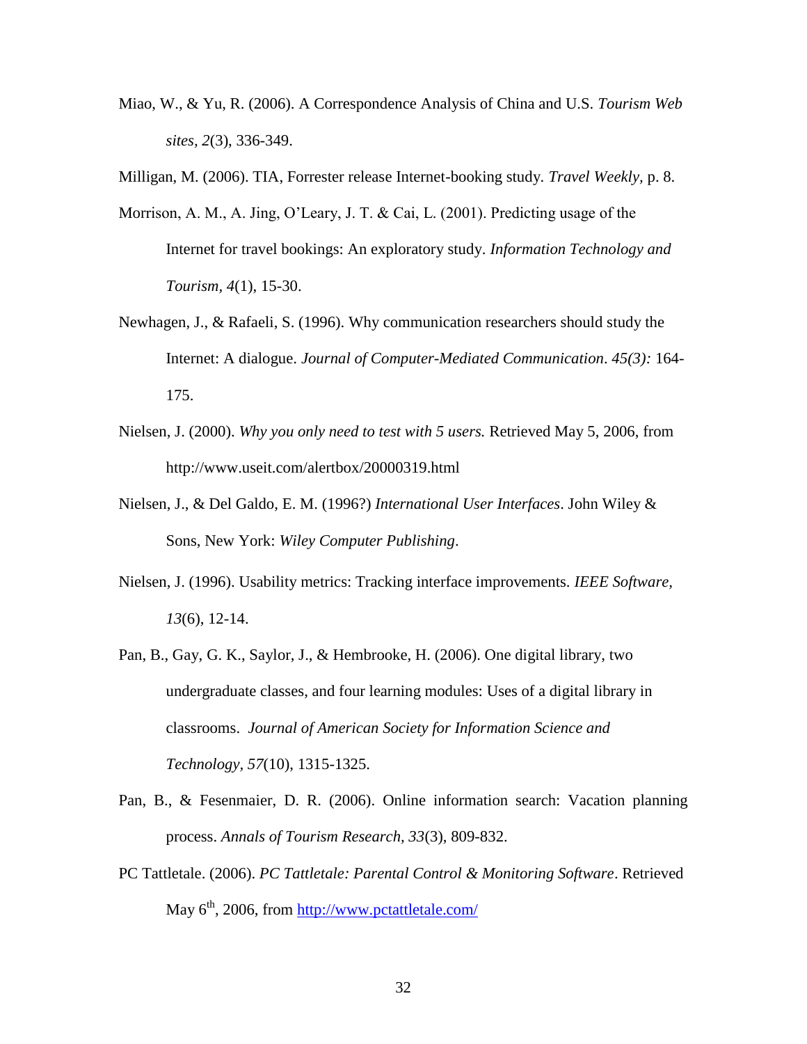Miao, W., & Yu, R. (2006). A Correspondence Analysis of China and U.S. *Tourism Web sites, 2*(3), 336-349.

Milligan, M. (2006). TIA, Forrester release Internet-booking study. *Travel Weekly,* p. 8.

Morrison, A. M., A. Jing, O'Leary, J. T. & Cai, L. (2001). Predicting usage of the Internet for travel bookings: An exploratory study. *Information Technology and Tourism, 4*(1), 15-30.

Newhagen, J., & Rafaeli, S. (1996). Why communication researchers should study the Internet: A dialogue. *Journal of Computer-Mediated Communication*. *45(3):* 164-175.

Nielsen, J. (2000). *Why you only need to test with 5 users.* Retrieved May 5, 2006, from http://www.useit.com/alertbox/20000319.html

Nielsen, J., & Del Galdo, E. M. (1996?) *International User Interfaces*. John Wiley & Sons, New York: *Wiley Computer Publishing*.

Nielsen, J. (1996). Usability metrics: Tracking interface improvements. *IEEE Software, 13*(6), 12-14.

Pan, B., Gay, G. K., Saylor, J., & Hembrooke, H. (2006). One digital library, two undergraduate classes, and four learning modules: Uses of a digital library in classrooms. *Journal of American Society for Information Science and Technology, 57*(10), 1315-1325.

Pan, B., & Fesenmaier, D. R. (2006). Online information search: Vacation planning process. *Annals of Tourism Research, 33*(3), 809-832.

PC Tattletale. (2006). *PC Tattletale: Parental Control & Monitoring Software*. Retrieved May 6th, 2006, from http://www.pctattletale.com/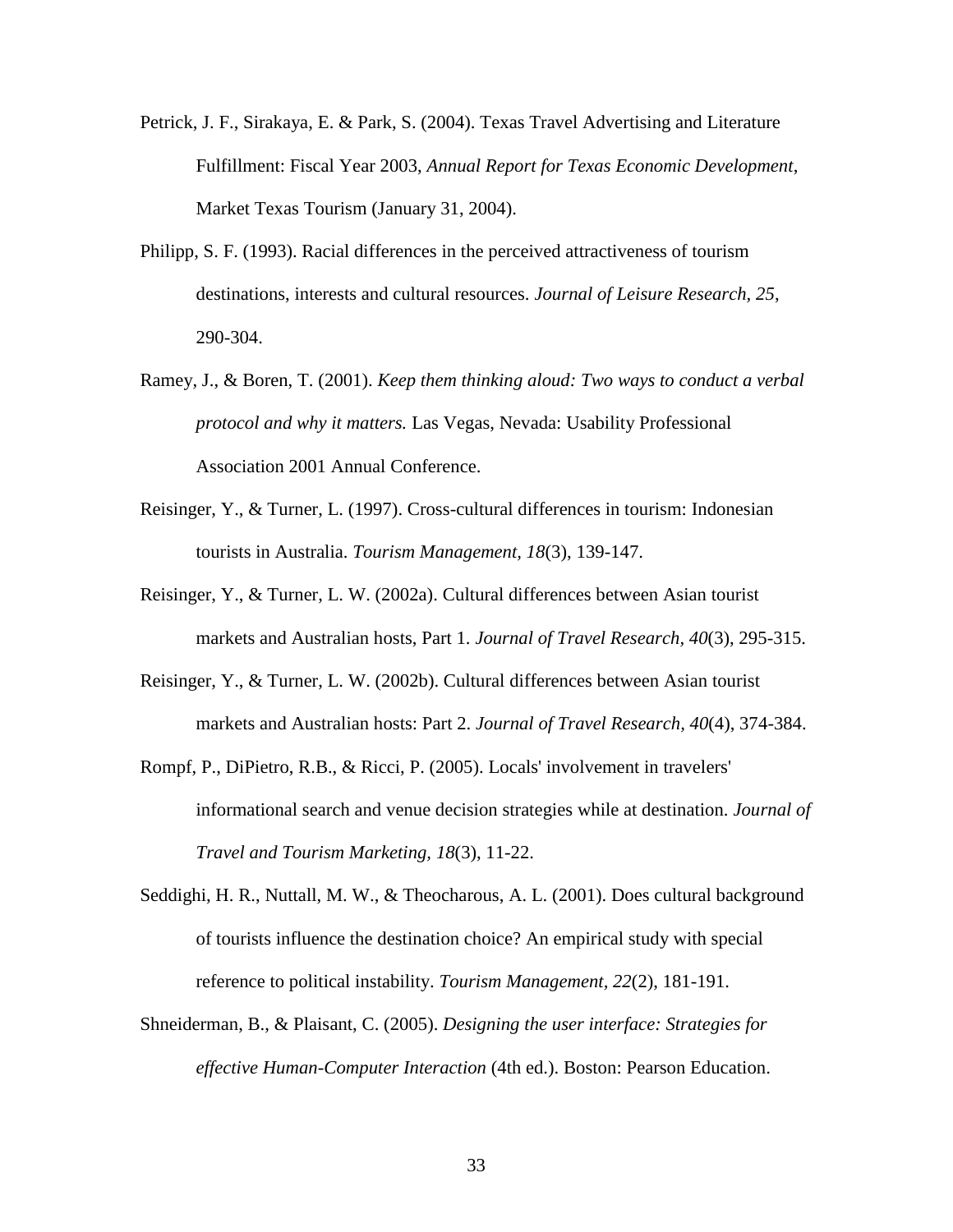Petrick, J. F., Sirakaya, E. & Park, S. (2004). Texas Travel Advertising and Literature Fulfillment: Fiscal Year 2003, *Annual Report for Texas Economic Development*, Market Texas Tourism (January 31, 2004).

Philipp, S. F. (1993). Racial differences in the perceived attractiveness of tourism destinations, interests and cultural resources. *Journal of Leisure Research, 25*, 290-304.

Ramey, J., & Boren, T. (2001). *Keep them thinking aloud: Two ways to conduct a verbal protocol and why it matters.* Las Vegas, Nevada: Usability Professional Association 2001 Annual Conference.

Reisinger, Y., & Turner, L. (1997). Cross-cultural differences in tourism: Indonesian tourists in Australia. *Tourism Management, 18*(3), 139-147.

Reisinger, Y., & Turner, L. W. (2002a). Cultural differences between Asian tourist markets and Australian hosts, Part 1. *Journal of Travel Research, 40*(3), 295-315.

Reisinger, Y., & Turner, L. W. (2002b). Cultural differences between Asian tourist markets and Australian hosts: Part 2. *Journal of Travel Research, 40*(4), 374-384.

Rompf, P., DiPietro, R.B., & Ricci, P. (2005). Locals' involvement in travelers' informational search and venue decision strategies while at destination. *Journal of Travel and Tourism Marketing, 18*(3), 11-22.

Seddighi, H. R., Nuttall, M. W., & Theocharous, A. L. (2001). Does cultural background of tourists influence the destination choice? An empirical study with special reference to political instability. *Tourism Management, 22*(2), 181-191.

Shneiderman, B., & Plaisant, C. (2005). *Designing the user interface: Strategies for effective Human-Computer Interaction* (4th ed.). Boston: Pearson Education.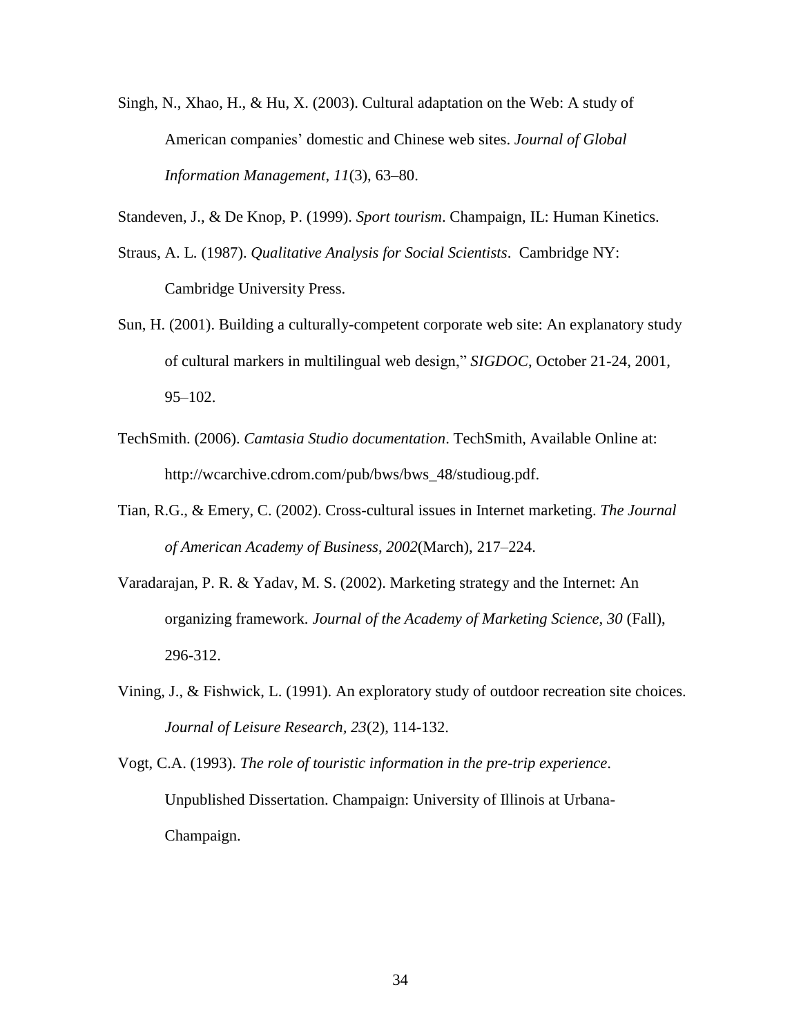Singh, N., Xhao, H., & Hu, X. (2003). Cultural adaptation on the Web: A study of American companies' domestic and Chinese web sites. *Journal of Global Information Management*, *11*(3), 63–80.

Standeven, J., & De Knop, P. (1999). *Sport tourism*. Champaign, IL: Human Kinetics.

Straus, A. L. (1987). *Qualitative Analysis for Social Scientists*. Cambridge NY: Cambridge University Press.

Sun, H. (2001). Building a culturally-competent corporate web site: An explanatory study of cultural markers in multilingual web design," *SIGDOC*, October 21-24, 2001, 95–102.

TechSmith. (2006). *Camtasia Studio documentation*. TechSmith, Available Online at: http://wcarchive.cdrom.com/pub/bws/bws_48/studioug.pdf.

Tian, R.G., & Emery, C. (2002). Cross-cultural issues in Internet marketing. *The Journal of American Academy of Business*, *2002*(March), 217–224.

Varadarajan, P. R. & Yadav, M. S. (2002). Marketing strategy and the Internet: An organizing framework. *Journal of the Academy of Marketing Science*, *30* (Fall), 296-312.

Vining, J., & Fishwick, L. (1991). An exploratory study of outdoor recreation site choices. *Journal of Leisure Research, 23*(2), 114-132.

Vogt, C.A. (1993). *The role of touristic information in the pre-trip experience*. Unpublished Dissertation. Champaign: University of Illinois at Urbana-Champaign.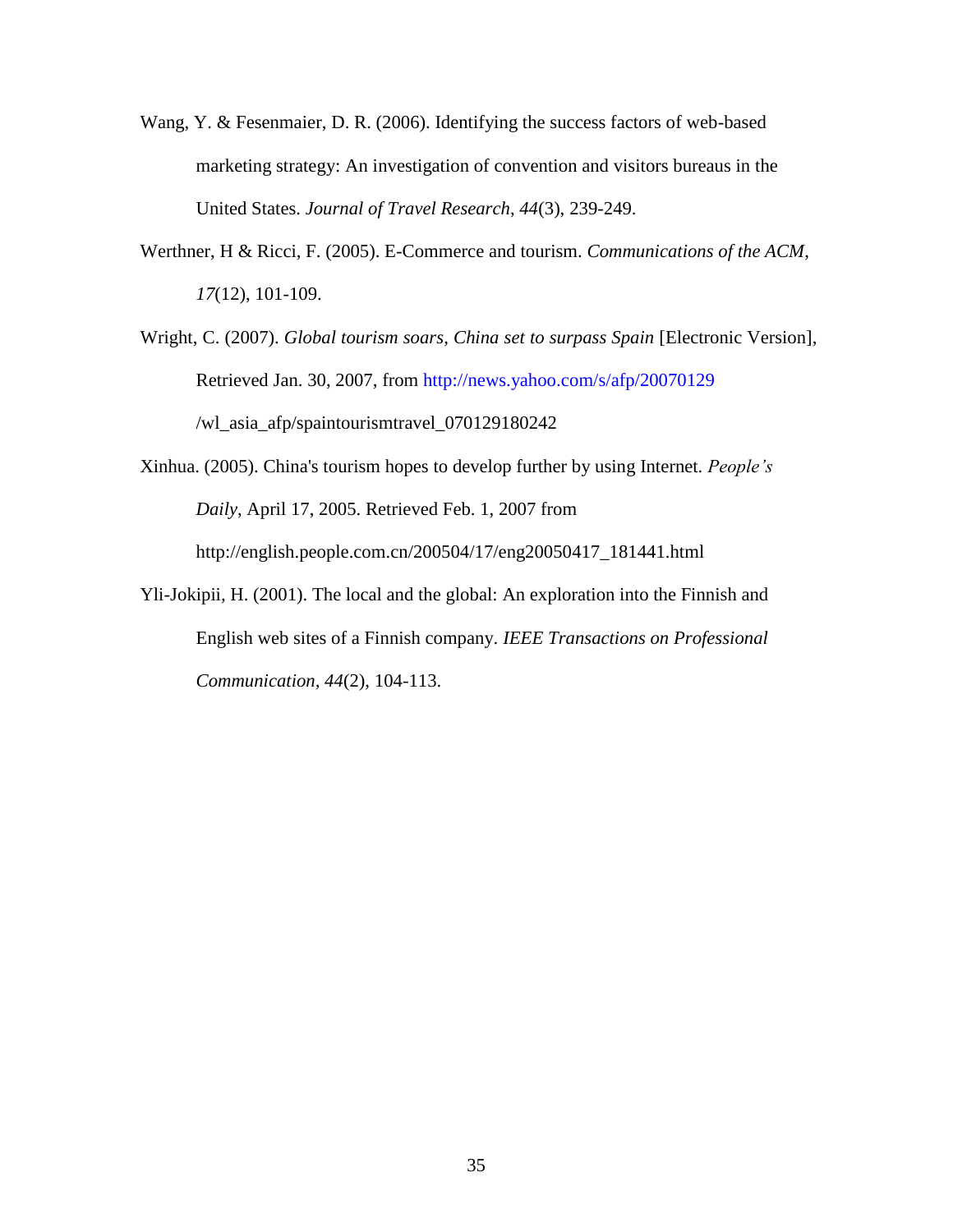Wang, Y. & Fesenmaier, D. R. (2006). Identifying the success factors of web-based marketing strategy: An investigation of convention and visitors bureaus in the United States. *Journal of Travel Research*, *44*(3), 239-249.

Werthner, H & Ricci, F. (2005). E-Commerce and tourism. *Communications of the ACM*, *17*(12), 101-109.

Wright, C. (2007). *Global tourism soars, China set to surpass Spain* [Electronic Version], Retrieved Jan. 30, 2007, from http://news.yahoo.com/s/afp/20070129/wl_asia_afp/spaintourismtravel_070129180242

Xinhua. (2005). China's tourism hopes to develop further by using Internet. *People's Daily*, April 17, 2005. Retrieved Feb. 1, 2007 from http://english.people.com.cn/200504/17/eng20050417_181441.html

Yli-Jokipii, H. (2001). The local and the global: An exploration into the Finnish and English web sites of a Finnish company. *IEEE Transactions on Professional Communication*, *44*(2), 104-113.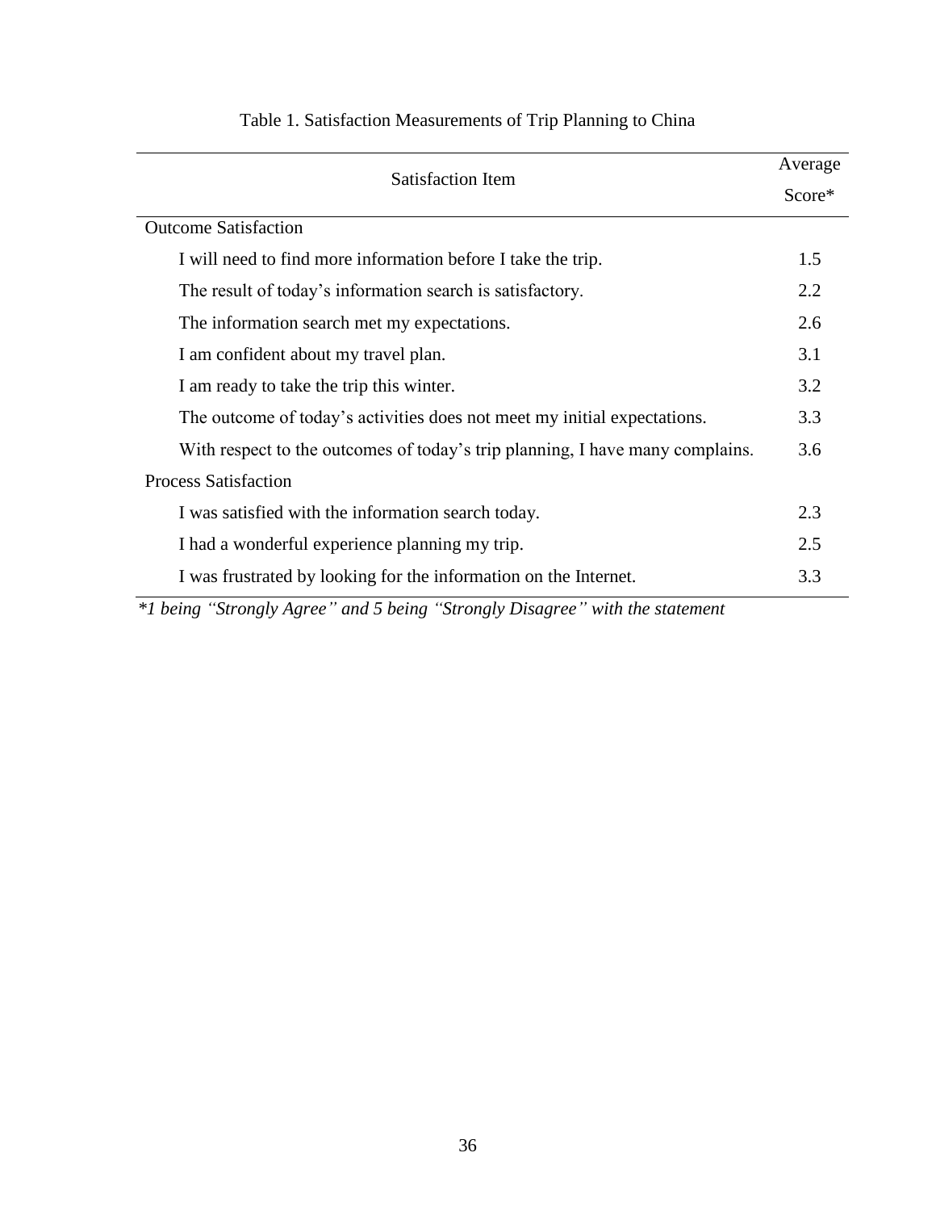Table 1. Satisfaction Measurements of Trip Planning to China

| Satisfaction Item | Average Score* |
|---|---|
| Outcome Satisfaction | |
| I will need to find more information before I take the trip. | 1.5 |
| The result of today's information search is satisfactory. | 2.2 |
| The information search met my expectations. | 2.6 |
| I am confident about my travel plan. | 3.1 |
| I am ready to take the trip this winter. | 3.2 |
| The outcome of today's activities does not meet my initial expectations. | 3.3 |
| With respect to the outcomes of today's trip planning, I have many complains. | 3.6 |
| Process Satisfaction | |
| I was satisfied with the information search today. | 2.3 |
| I had a wonderful experience planning my trip. | 2.5 |
| I was frustrated by looking for the information on the Internet. | 3.3 |

*\*1 being "Strongly Agree" and 5 being "Strongly Disagree" with the statement*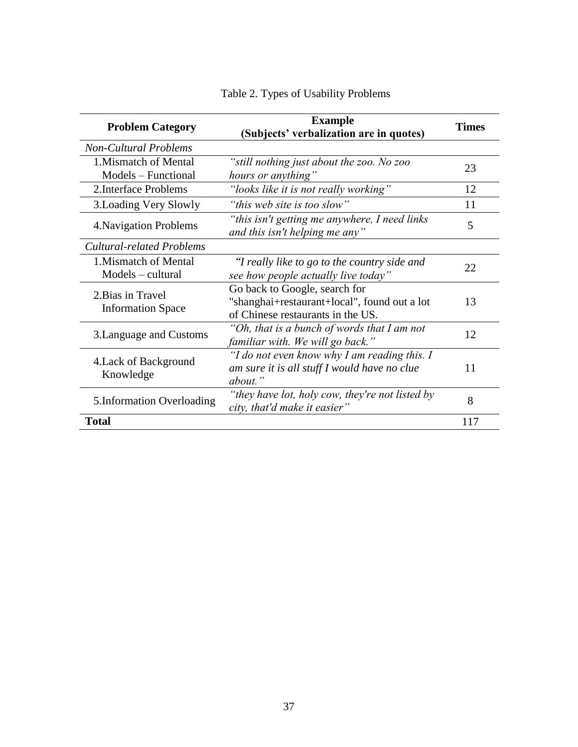Table 2. Types of Usability Problems

| Problem Category | Example (Subjects' verbalization are in quotes) | Times |
|---|---|---|
| *Non-Cultural Problems* | | |
| 1.Mismatch of Mental Models – Functional | *"still nothing just about the zoo. No zoo hours or anything"* | 23 |
| 2.Interface Problems | *"looks like it is not really working"* | 12 |
| 3.Loading Very Slowly | *"this web site is too slow"* | 11 |
| 4.Navigation Problems | *"this isn't getting me anywhere, I need links and this isn't helping me any"* | 5 |
| *Cultural-related Problems* | | |
| 1.Mismatch of Mental Models – cultural | *"I really like to go to the country side and see how people actually live today"* | 22 |
| 2.Bias in Travel Information Space | Go back to Google, search for "shanghai+restaurant+local", found out a lot of Chinese restaurants in the US. | 13 |
| 3.Language and Customs | *"Oh, that is a bunch of words that I am not familiar with. We will go back."* | 12 |
| 4.Lack of Background Knowledge | *"I do not even know why I am reading this. I am sure it is all stuff I would have no clue about."* | 11 |
| 5.Information Overloading | *"they have lot, holy cow, they're not listed by city, that'd make it easier"* | 8 |
| **Total** | | 117 |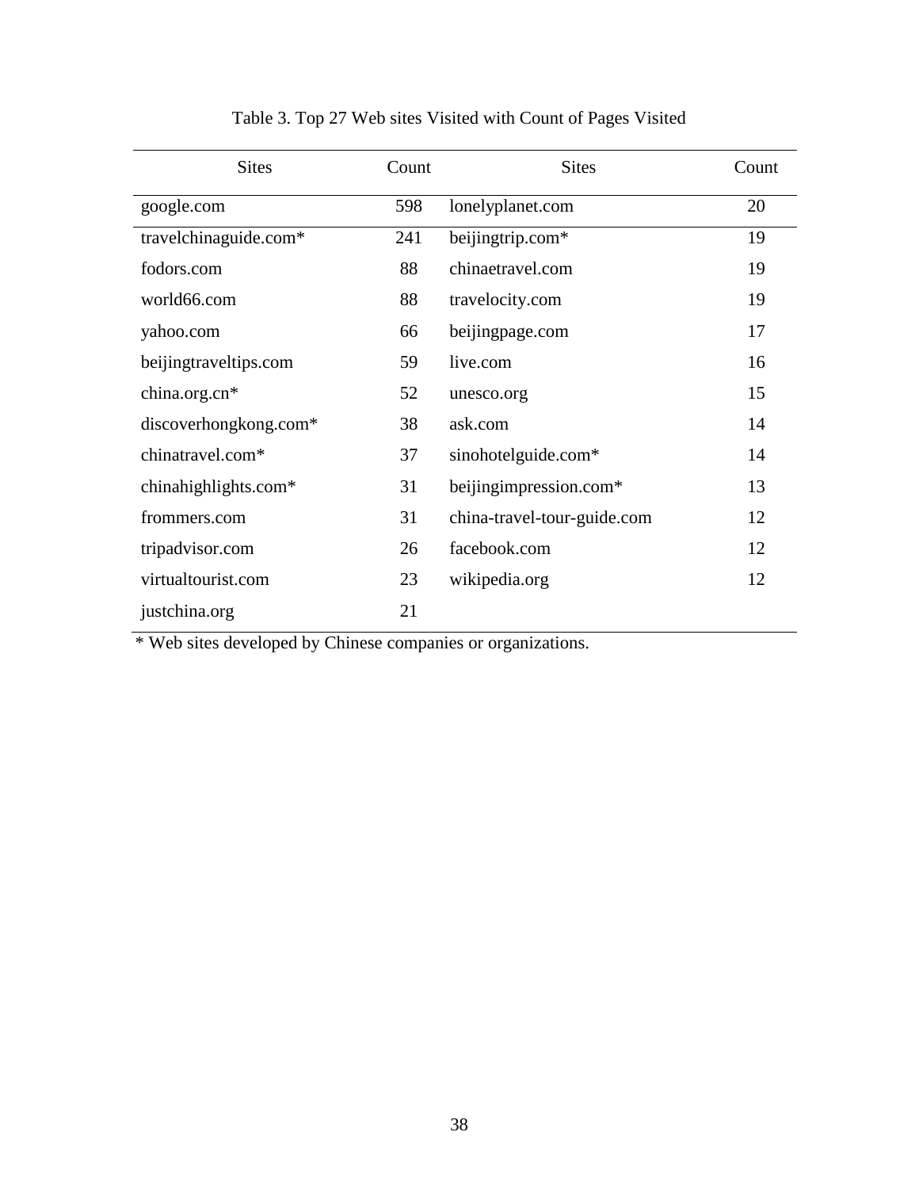Table 3. Top 27 Web sites Visited with Count of Pages Visited

| Sites | Count | Sites | Count |
|---|---|---|---|
| google.com | 598 | lonelyplanet.com | 20 |
| travelchinaguide.com* | 241 | beijingtrip.com* | 19 |
| fodors.com | 88 | chinaetravel.com | 19 |
| world66.com | 88 | travelocity.com | 19 |
| yahoo.com | 66 | beijingpage.com | 17 |
| beijingtraveltips.com | 59 | live.com | 16 |
| china.org.cn* | 52 | unesco.org | 15 |
| discoverhongkong.com* | 38 | ask.com | 14 |
| chinatravel.com* | 37 | sinohotelguide.com* | 14 |
| chinahighlights.com* | 31 | beijingimpression.com* | 13 |
| frommers.com | 31 | china-travel-tour-guide.com | 12 |
| tripadvisor.com | 26 | facebook.com | 12 |
| virtualtourist.com | 23 | wikipedia.org | 12 |
| justchina.org | 21 | | |

* Web sites developed by Chinese companies or organizations.